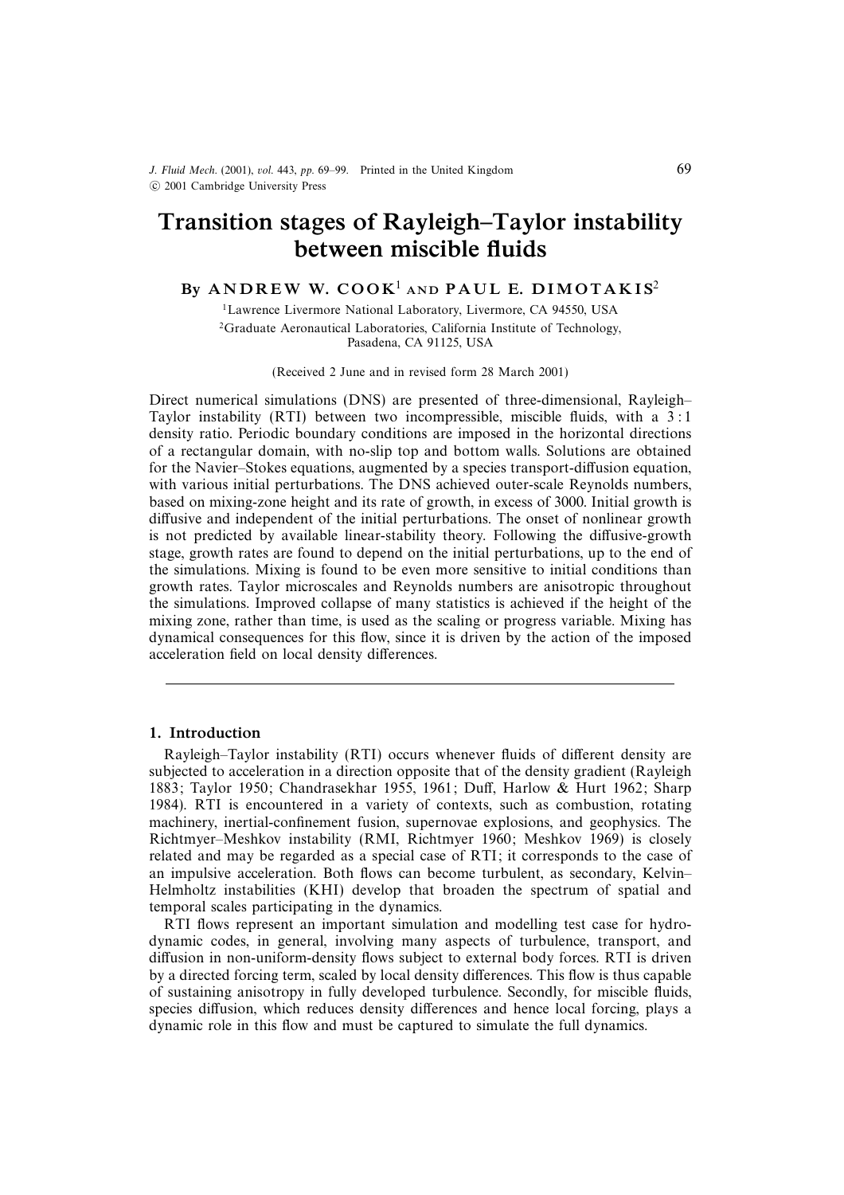# Transition stages of Rayleigh–Taylor instability between miscible fluids

By **ANDREW W. COOK**[1] AND **PAUL E. DIMOTAKIS**[2]

[1]Lawrence Livermore National Laboratory, Livermore, CA 94550, USA

[2]Graduate Aeronautical Laboratories, California Institute of Technology, Pasadena, CA 91125, USA

(Received 2 June and in revised form 28 March 2001)

Direct numerical simulations (DNS) are presented of three-dimensional, Rayleigh–Taylor instability (RTI) between two incompressible, miscible fluids, with a 3 : 1 density ratio. Periodic boundary conditions are imposed in the horizontal directions of a rectangular domain, with no-slip top and bottom walls. Solutions are obtained for the Navier–Stokes equations, augmented by a species transport-diffusion equation, with various initial perturbations. The DNS achieved outer-scale Reynolds numbers, based on mixing-zone height and its rate of growth, in excess of 3000. Initial growth is diffusive and independent of the initial perturbations. The onset of nonlinear growth is not predicted by available linear-stability theory. Following the diffusive-growth stage, growth rates are found to depend on the initial perturbations, up to the end of the simulations. Mixing is found to be even more sensitive to initial conditions than growth rates. Taylor microscales and Reynolds numbers are anisotropic throughout the simulations. Improved collapse of many statistics is achieved if the height of the mixing zone, rather than time, is used as the scaling or progress variable. Mixing has dynamical consequences for this flow, since it is driven by the action of the imposed acceleration field on local density differences.

## 1. Introduction

Rayleigh–Taylor instability (RTI) occurs whenever fluids of different density are subjected to acceleration in a direction opposite that of the density gradient (Rayleigh 1883; Taylor 1950; Chandrasekhar 1955, 1961; Duff, Harlow & Hurt 1962; Sharp 1984). RTI is encountered in a variety of contexts, such as combustion, rotating machinery, inertial-confinement fusion, supernovae explosions, and geophysics. The Richtmyer–Meshkov instability (RMI, Richtmyer 1960; Meshkov 1969) is closely related and may be regarded as a special case of RTI; it corresponds to the case of an impulsive acceleration. Both flows can become turbulent, as secondary, Kelvin–Helmholtz instabilities (KHI) develop that broaden the spectrum of spatial and temporal scales participating in the dynamics.

RTI flows represent an important simulation and modelling test case for hydrodynamic codes, in general, involving many aspects of turbulence, transport, and diffusion in non-uniform-density flows subject to external body forces. RTI is driven by a directed forcing term, scaled by local density differences. This flow is thus capable of sustaining anisotropy in fully developed turbulence. Secondly, for miscible fluids, species diffusion, which reduces density differences and hence local forcing, plays a dynamic role in this flow and must be captured to simulate the full dynamics.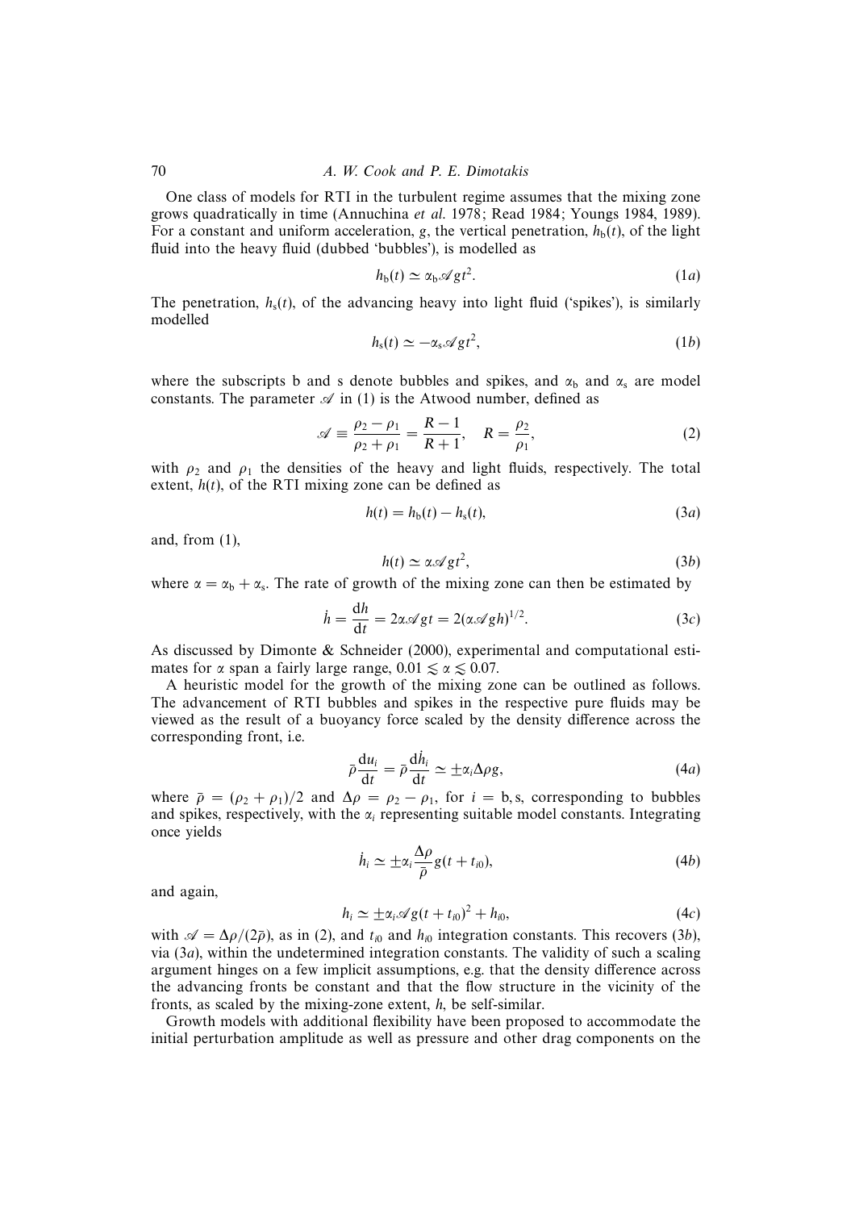One class of models for RTI in the turbulent regime assumes that the mixing zone grows quadratically in time (Annuchina *et al.* 1978; Read 1984; Youngs 1984, 1989). For a constant and uniform acceleration, $g$, the vertical penetration, $h_b(t)$, of the light fluid into the heavy fluid (dubbed 'bubbles'), is modelled as

$$h_b(t) \simeq \alpha_b \mathscr{A} g t^2. \tag{1a}$$

The penetration, $h_s(t)$, of the advancing heavy into light fluid ('spikes'), is similarly modelled

$$h_s(t) \simeq -\alpha_s \mathscr{A} g t^2, \tag{1b}$$

where the subscripts b and s denote bubbles and spikes, and $\alpha_b$ and $\alpha_s$ are model constants. The parameter $\mathscr{A}$ in (1) is the Atwood number, defined as

$$\mathscr{A} \equiv \frac{\rho_2 - \rho_1}{\rho_2 + \rho_1} = \frac{R-1}{R+1}, \quad R = \frac{\rho_2}{\rho_1}, \tag{2}$$

with $\rho_2$ and $\rho_1$ the densities of the heavy and light fluids, respectively. The total extent, $h(t)$, of the RTI mixing zone can be defined as

$$h(t) = h_b(t) - h_s(t), \tag{3a}$$

and, from (1),

$$h(t) \simeq \alpha \mathscr{A} g t^2, \tag{3b}$$

where $\alpha = \alpha_b + \alpha_s$. The rate of growth of the mixing zone can then be estimated by

$$\dot{h} = \frac{\mathrm{d}h}{\mathrm{d}t} = 2\alpha \mathscr{A} g t = 2(\alpha \mathscr{A} g h)^{1/2}. \tag{3c}$$

As discussed by Dimonte & Schneider (2000), experimental and computational estimates for $\alpha$ span a fairly large range, $0.01 \lesssim \alpha \lesssim 0.07$.

A heuristic model for the growth of the mixing zone can be outlined as follows. The advancement of RTI bubbles and spikes in the respective pure fluids may be viewed as the result of a buoyancy force scaled by the density difference across the corresponding front, i.e.

$$\bar{\rho} \frac{\mathrm{d}u_i}{\mathrm{d}t} = \bar{\rho} \frac{\mathrm{d}\dot{h}_i}{\mathrm{d}t} \simeq \pm \alpha_i \Delta\rho g, \tag{4a}$$

where $\bar{\rho} = (\rho_2 + \rho_1)/2$ and $\Delta\rho = \rho_2 - \rho_1$, for $i = \mathrm{b}, \mathrm{s}$, corresponding to bubbles and spikes, respectively, with the $\alpha_i$ representing suitable model constants. Integrating once yields

$$\dot{h}_i \simeq \pm \alpha_i \frac{\Delta\rho}{\bar{\rho}} g (t + t_{i0}), \tag{4b}$$

and again,

$$h_i \simeq \pm \alpha_i \mathscr{A} g (t + t_{i0})^2 + h_{i0}, \tag{4c}$$

with $\mathscr{A} = \Delta\rho/(2\bar{\rho})$, as in (2), and $t_{i0}$ and $h_{i0}$ integration constants. This recovers (3*b*), via (3*a*), within the undetermined integration constants. The validity of such a scaling argument hinges on a few implicit assumptions, e.g. that the density difference across the advancing fronts be constant and that the flow structure in the vicinity of the fronts, as scaled by the mixing-zone extent, $h$, be self-similar.

Growth models with additional flexibility have been proposed to accommodate the initial perturbation amplitude as well as pressure and other drag components on the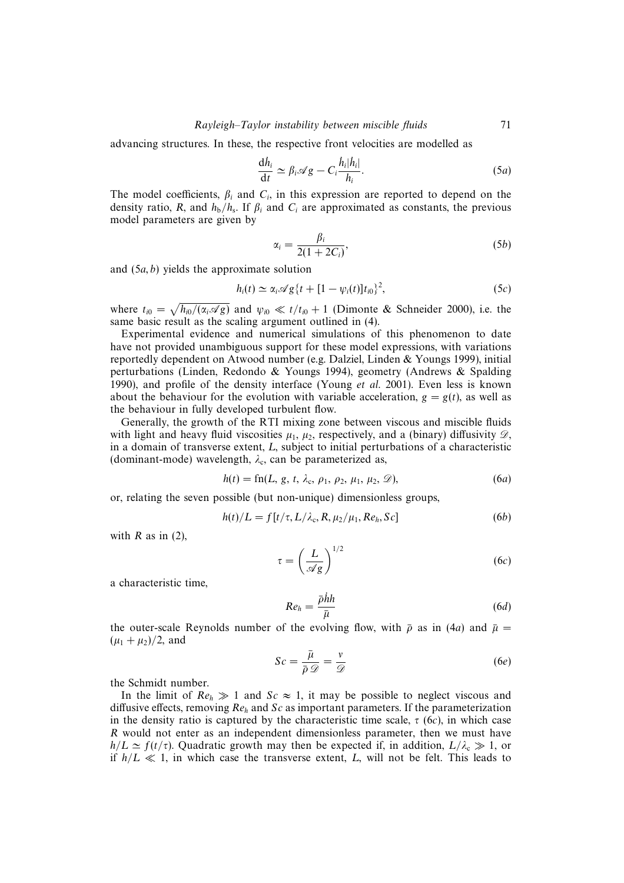advancing structures. In these, the respective front velocities are modelled as

$$\frac{\mathrm{d}\dot{h}_i}{\mathrm{d}t} \simeq \beta_i \mathscr{A} g - C_i \frac{\dot{h}_i |\dot{h}_i|}{h_i}. \tag{5a}$$

The model coefficients, $\beta_i$ and $C_i$, in this expression are reported to depend on the density ratio, $R$, and $h_b/h_s$. If $\beta_i$ and $C_i$ are approximated as constants, the previous model parameters are given by

$$\alpha_i = \frac{\beta_i}{2(1+2C_i)}, \tag{5b}$$

and (5$a$, $b$) yields the approximate solution

$$h_i(t) \simeq \alpha_i \mathscr{A} g \{t + [1 - \psi_i(t)] t_{i0}\}^2, \tag{5c}$$

where $t_{i0} = \sqrt{h_{i0}/(\alpha_i \mathscr{A} g)}$ and $\psi_{i0} \ll t/t_{i0} + 1$ (Dimonte & Schneider 2000), i.e. the same basic result as the scaling argument outlined in (4).

Experimental evidence and numerical simulations of this phenomenon to date have not provided unambiguous support for these model expressions, with variations reportedly dependent on Atwood number (e.g. Dalziel, Linden & Youngs 1999), initial perturbations (Linden, Redondo & Youngs 1994), geometry (Andrews & Spalding 1990), and profile of the density interface (Young *et al.* 2001). Even less is known about the behaviour for the evolution with variable acceleration, $g = g(t)$, as well as the behaviour in fully developed turbulent flow.

Generally, the growth of the RTI mixing zone between viscous and miscible fluids with light and heavy fluid viscosities $\mu_1$, $\mu_2$, respectively, and a (binary) diffusivity $\mathscr{D}$, in a domain of transverse extent, $L$, subject to initial perturbations of a characteristic (dominant-mode) wavelength, $\lambda_c$, can be parameterized as,

$$h(t) = \mathrm{fn}(L, g, t, \lambda_c, \rho_1, \rho_2, \mu_1, \mu_2, \mathscr{D}), \tag{6a}$$

or, relating the seven possible (but non-unique) dimensionless groups,

$$h(t)/L = f[t/\tau, L/\lambda_c, R, \mu_2/\mu_1, Re_h, Sc] \tag{6b}$$

with $R$ as in (2),

$$\tau = \left(\frac{L}{\mathscr{A} g}\right)^{1/2} \tag{6c}$$

a characteristic time,

$$Re_h = \frac{\bar{\rho} \dot{h} h}{\bar{\mu}} \tag{6d}$$

the outer-scale Reynolds number of the evolving flow, with $\bar{\rho}$ as in (4$a$) and $\bar{\mu} = (\mu_1 + \mu_2)/2$, and

$$Sc = \frac{\bar{\mu}}{\bar{\rho}\, \mathscr{D}} = \frac{\nu}{\mathscr{D}} \tag{6e}$$

the Schmidt number.

In the limit of $Re_h \gg 1$ and $Sc \approx 1$, it may be possible to neglect viscous and diffusive effects, removing $Re_h$ and $Sc$ as important parameters. If the parameterization in the density ratio is captured by the characteristic time scale, $\tau$ (6$c$), in which case $R$ would not enter as an independent dimensionless parameter, then we must have $h/L \simeq f(t/\tau)$. Quadratic growth may then be expected if, in addition, $L/\lambda_c \gg 1$, or if $h/L \ll 1$, in which case the transverse extent, $L$, will not be felt. This leads to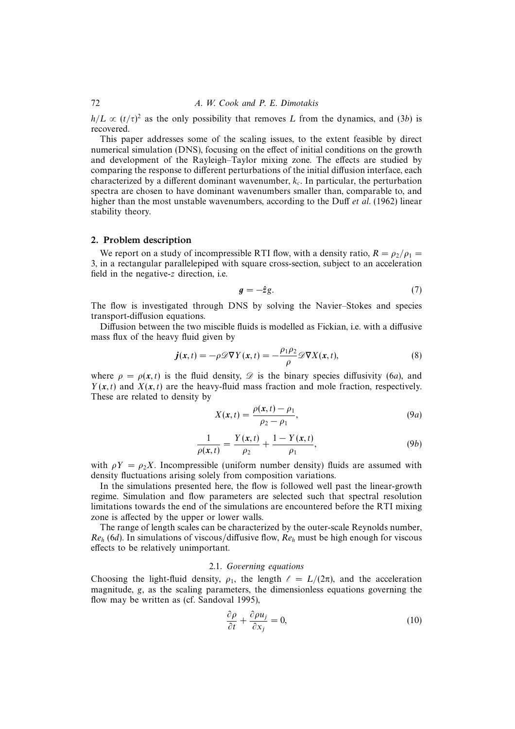$h/L \propto (t/\tau)^2$ as the only possibility that removes $L$ from the dynamics, and (3*b*) is recovered.

This paper addresses some of the scaling issues, to the extent feasible by direct numerical simulation (DNS), focusing on the effect of initial conditions on the growth and development of the Rayleigh–Taylor mixing zone. The effects are studied by comparing the response to different perturbations of the initial diffusion interface, each characterized by a different dominant wavenumber, $k_c$. In particular, the perturbation spectra are chosen to have dominant wavenumbers smaller than, comparable to, and higher than the most unstable wavenumbers, according to the Duff *et al.* (1962) linear stability theory.

## 2. Problem description

We report on a study of incompressible RTI flow, with a density ratio, $R = \rho_2/\rho_1 = 3$, in a rectangular parallelepiped with square cross-section, subject to an acceleration field in the negative-$z$ direction, i.e.

$$\boldsymbol{g} = -\hat{\boldsymbol{z}}g. \tag{7}$$

The flow is investigated through DNS by solving the Navier–Stokes and species transport-diffusion equations.

Diffusion between the two miscible fluids is modelled as Fickian, i.e. with a diffusive mass flux of the heavy fluid given by

$$\boldsymbol{j}(\boldsymbol{x}, t) = -\rho \mathscr{D} \nabla Y(\boldsymbol{x}, t) = -\frac{\rho_1 \rho_2}{\rho} \mathscr{D} \nabla X(\boldsymbol{x}, t), \tag{8}$$

where $\rho = \rho(\boldsymbol{x}, t)$ is the fluid density, $\mathscr{D}$ is the binary species diffusivity (6*a*), and $Y(\boldsymbol{x}, t)$ and $X(\boldsymbol{x}, t)$ are the heavy-fluid mass fraction and mole fraction, respectively. These are related to density by

$$X(\boldsymbol{x}, t) = \frac{\rho(\boldsymbol{x}, t) - \rho_1}{\rho_2 - \rho_1}, \tag{9a}$$

$$\frac{1}{\rho(\boldsymbol{x}, t)} = \frac{Y(\boldsymbol{x}, t)}{\rho_2} + \frac{1 - Y(\boldsymbol{x}, t)}{\rho_1}, \tag{9b}$$

with $\rho Y = \rho_2 X$. Incompressible (uniform number density) fluids are assumed with density fluctuations arising solely from composition variations.

In the simulations presented here, the flow is followed well past the linear-growth regime. Simulation and flow parameters are selected such that spectral resolution limitations towards the end of the simulations are encountered before the RTI mixing zone is affected by the upper or lower walls.

The range of length scales can be characterized by the outer-scale Reynolds number, $Re_h$ (6*d*). In simulations of viscous/diffusive flow, $Re_h$ must be high enough for viscous effects to be relatively unimportant.

### 2.1. *Governing equations*

Choosing the light-fluid density, $\rho_1$, the length $\ell = L/(2\pi)$, and the acceleration magnitude, $g$, as the scaling parameters, the dimensionless equations governing the flow may be written as (cf. Sandoval 1995),

$$\frac{\partial \rho}{\partial t} + \frac{\partial \rho u_j}{\partial x_j} = 0, \tag{10}$$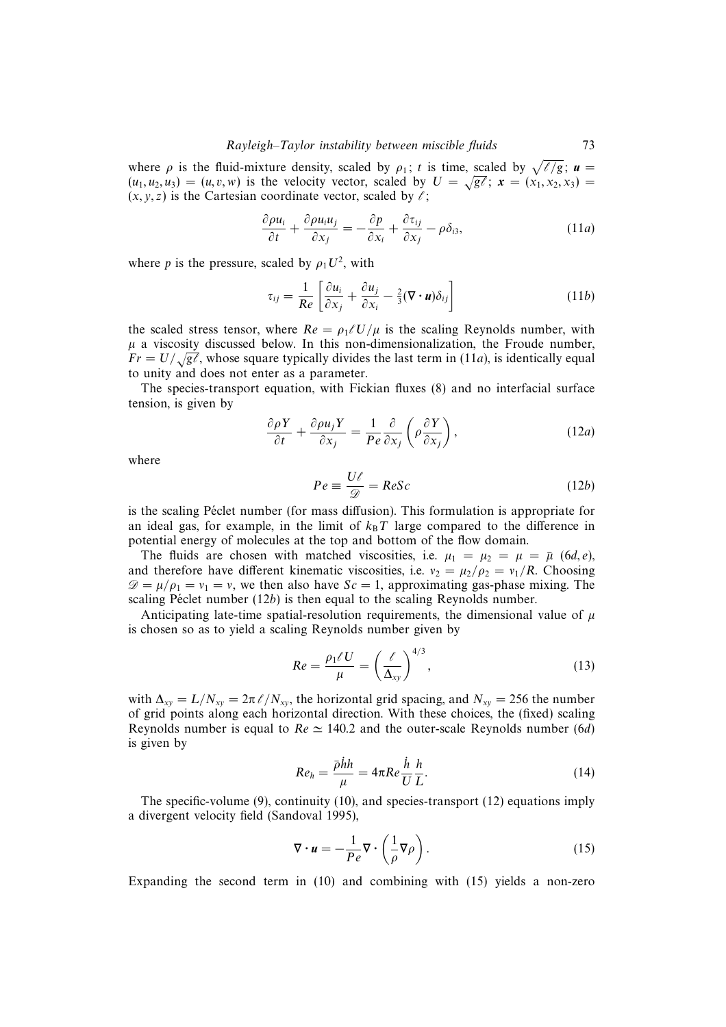where $\rho$ is the fluid-mixture density, scaled by $\rho_1$; $t$ is time, scaled by $\sqrt{\ell/g}$; $\boldsymbol{u} = (u_1, u_2, u_3) = (u, v, w)$ is the velocity vector, scaled by $U = \sqrt{g\ell}$; $\boldsymbol{x} = (x_1, x_2, x_3) = (x, y, z)$ is the Cartesian coordinate vector, scaled by $\ell$;

$$\frac{\partial \rho u_i}{\partial t} + \frac{\partial \rho u_i u_j}{\partial x_j} = -\frac{\partial p}{\partial x_i} + \frac{\partial \tau_{ij}}{\partial x_j} - \rho \delta_{i3}, \tag{11a}$$

where $p$ is the pressure, scaled by $\rho_1 U^2$, with

$$\tau_{ij} = \frac{1}{Re}\left[\frac{\partial u_i}{\partial x_j} + \frac{\partial u_j}{\partial x_i} - \tfrac{2}{3}(\nabla \cdot \boldsymbol{u})\delta_{ij}\right] \tag{11b}$$

the scaled stress tensor, where $Re = \rho_1 \ell U/\mu$ is the scaling Reynolds number, with $\mu$ a viscosity discussed below. In this non-dimensionalization, the Froude number, $Fr = U/\sqrt{g\ell}$, whose square typically divides the last term in (11*a*), is identically equal to unity and does not enter as a parameter.

The species-transport equation, with Fickian fluxes (8) and no interfacial surface tension, is given by

$$\frac{\partial \rho Y}{\partial t} + \frac{\partial \rho u_j Y}{\partial x_j} = \frac{1}{Pe}\frac{\partial}{\partial x_j}\left(\rho \frac{\partial Y}{\partial x_j}\right), \tag{12a}$$

where

$$Pe \equiv \frac{U\ell}{\mathscr{D}} = Re Sc \tag{12b}$$

is the scaling Péclet number (for mass diffusion). This formulation is appropriate for an ideal gas, for example, in the limit of $k_B T$ large compared to the difference in potential energy of molecules at the top and bottom of the flow domain.

The fluids are chosen with matched viscosities, i.e. $\mu_1 = \mu_2 = \mu = \bar{\mu}$ (6*d*, *e*), and therefore have different kinematic viscosities, i.e. $\nu_2 = \mu_2/\rho_2 = \nu_1/R$. Choosing $\mathscr{D} = \mu/\rho_1 = \nu_1 = \nu$, we then also have $Sc = 1$, approximating gas-phase mixing. The scaling Péclet number (12*b*) is then equal to the scaling Reynolds number.

Anticipating late-time spatial-resolution requirements, the dimensional value of $\mu$ is chosen so as to yield a scaling Reynolds number given by

$$Re = \frac{\rho_1 \ell U}{\mu} = \left(\frac{\ell}{\Delta_{xy}}\right)^{4/3}, \tag{13}$$

with $\Delta_{xy} = L/N_{xy} = 2\pi\ell/N_{xy}$, the horizontal grid spacing, and $N_{xy} = 256$ the number of grid points along each horizontal direction. With these choices, the (fixed) scaling Reynolds number is equal to $Re \simeq 140.2$ and the outer-scale Reynolds number (6*d*) is given by

$$Re_h = \frac{\bar{\rho}\dot{h}h}{\mu} = 4\pi Re \frac{\dot{h}}{U}\frac{h}{L}. \tag{14}$$

The specific-volume (9), continuity (10), and species-transport (12) equations imply a divergent velocity field (Sandoval 1995),

$$\nabla \cdot \boldsymbol{u} = -\frac{1}{Pe}\nabla \cdot \left(\frac{1}{\rho}\nabla \rho\right). \tag{15}$$

Expanding the second term in (10) and combining with (15) yields a non-zero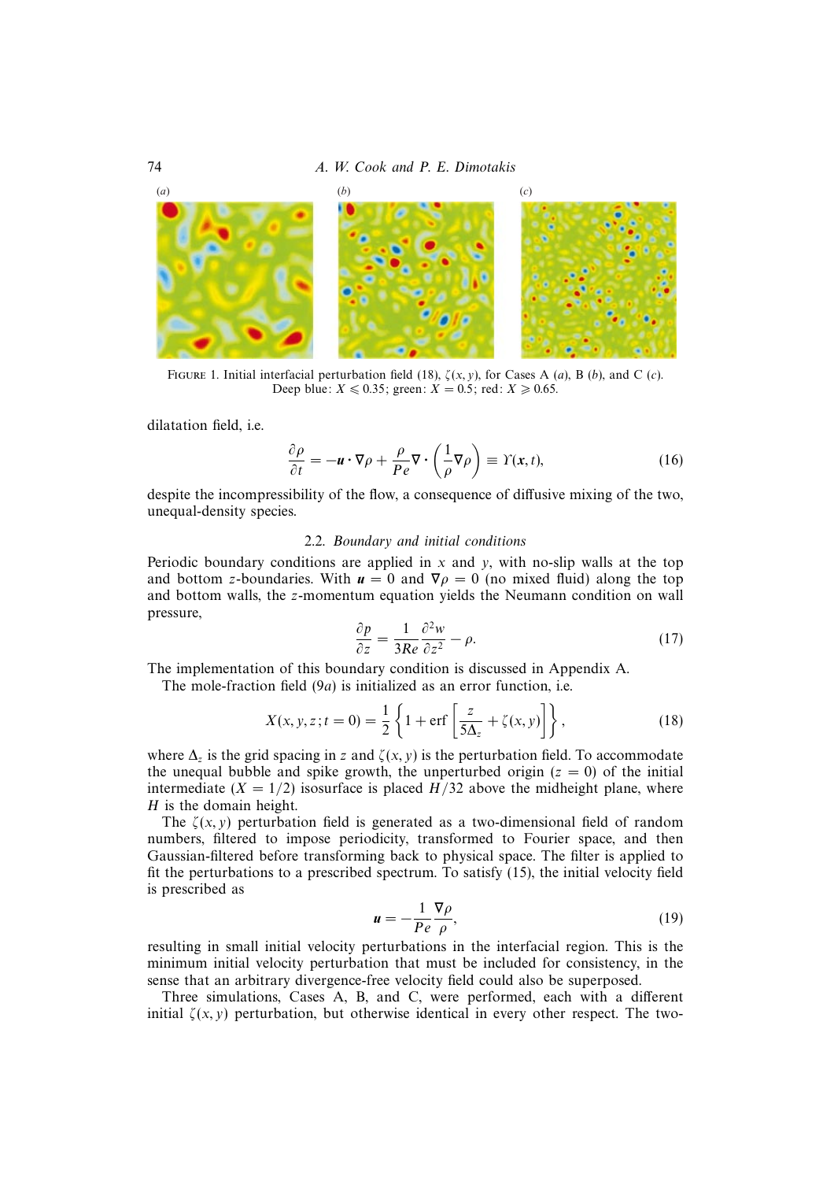FIGURE 1. Initial interfacial perturbation field (18), $\zeta(x, y)$, for Cases A (*a*), B (*b*), and C (*c*). Deep blue: $X \leqslant 0.35$; green: $X = 0.5$; red: $X \geqslant 0.65$.

dilatation field, i.e.

$$\frac{\partial \rho}{\partial t} = -\boldsymbol{u} \cdot \nabla \rho + \frac{\rho}{Pe} \nabla \cdot \left( \frac{1}{\rho} \nabla \rho \right) \equiv \Upsilon(\boldsymbol{x}, t), \tag{16}$$

despite the incompressibility of the flow, a consequence of diffusive mixing of the two, unequal-density species.

### 2.2. *Boundary and initial conditions*

Periodic boundary conditions are applied in $x$ and $y$, with no-slip walls at the top and bottom $z$-boundaries. With $\boldsymbol{u} = 0$ and $\nabla \rho = 0$ (no mixed fluid) along the top and bottom walls, the $z$-momentum equation yields the Neumann condition on wall pressure,

$$\frac{\partial p}{\partial z} = \frac{1}{3Re} \frac{\partial^2 w}{\partial z^2} - \rho. \tag{17}$$

The implementation of this boundary condition is discussed in Appendix A.

The mole-fraction field (9*a*) is initialized as an error function, i.e.

$$X(x, y, z; t = 0) = \frac{1}{2} \left\{ 1 + \operatorname{erf} \left[ \frac{z}{5\Delta_z} + \zeta(x, y) \right] \right\}, \tag{18}$$

where $\Delta_z$ is the grid spacing in $z$ and $\zeta(x, y)$ is the perturbation field. To accommodate the unequal bubble and spike growth, the unperturbed origin ($z = 0$) of the initial intermediate ($X = 1/2$) isosurface is placed $H/32$ above the midheight plane, where $H$ is the domain height.

The $\zeta(x, y)$ perturbation field is generated as a two-dimensional field of random numbers, filtered to impose periodicity, transformed to Fourier space, and then Gaussian-filtered before transforming back to physical space. The filter is applied to fit the perturbations to a prescribed spectrum. To satisfy (15), the initial velocity field is prescribed as

$$\boldsymbol{u} = -\frac{1}{Pe} \frac{\nabla \rho}{\rho}, \tag{19}$$

resulting in small initial velocity perturbations in the interfacial region. This is the minimum initial velocity perturbation that must be included for consistency, in the sense that an arbitrary divergence-free velocity field could also be superposed.

Three simulations, Cases A, B, and C, were performed, each with a different initial $\zeta(x, y)$ perturbation, but otherwise identical in every other respect. The two-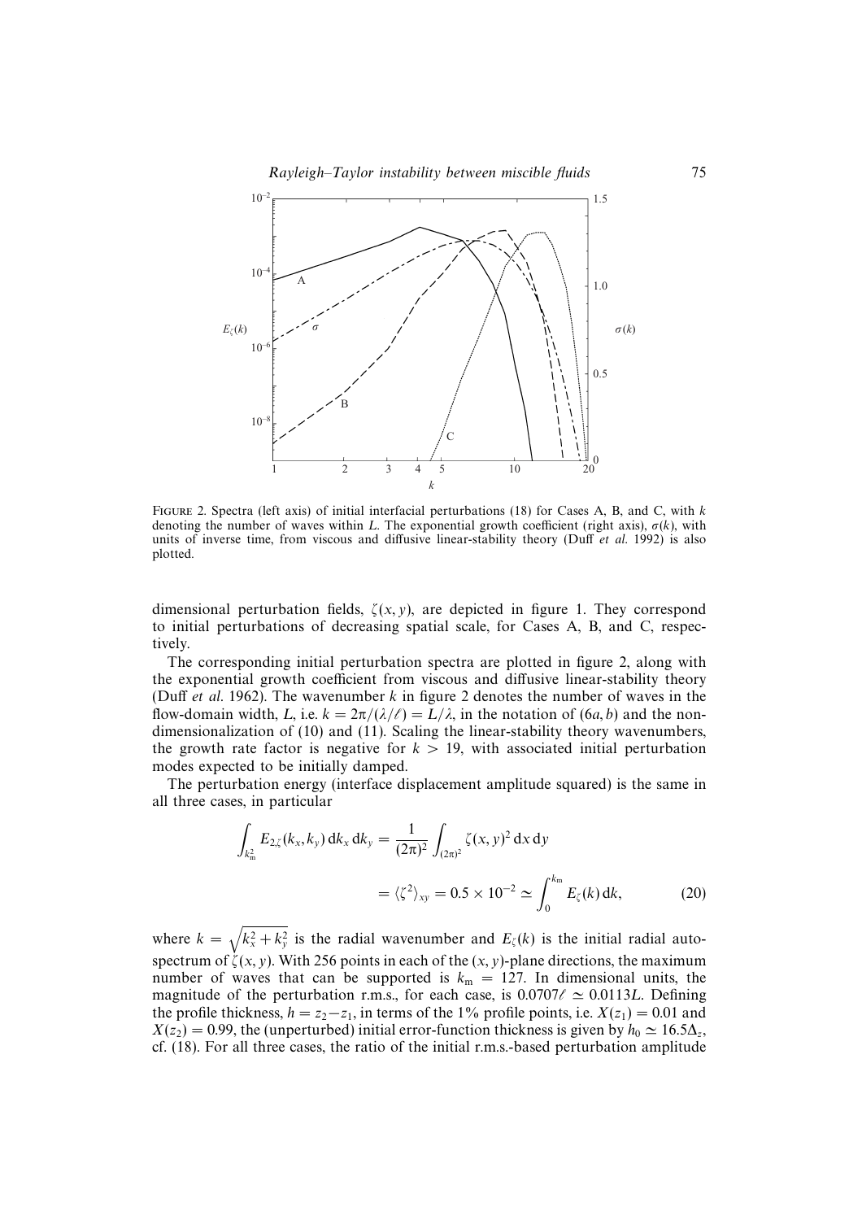FIGURE 2. Spectra (left axis) of initial interfacial perturbations (18) for Cases A, B, and C, with $k$ denoting the number of waves within $L$. The exponential growth coefficient (right axis), $\sigma(k)$, with units of inverse time, from viscous and diffusive linear-stability theory (Duff *et al.* 1992) is also plotted.

dimensional perturbation fields, $\zeta(x, y)$, are depicted in figure 1. They correspond to initial perturbations of decreasing spatial scale, for Cases A, B, and C, respectively.

The corresponding initial perturbation spectra are plotted in figure 2, along with the exponential growth coefficient from viscous and diffusive linear-stability theory (Duff *et al.* 1962). The wavenumber $k$ in figure 2 denotes the number of waves in the flow-domain width, $L$, i.e. $k = 2\pi/(\lambda/\ell) = L/\lambda$, in the notation of (6*a*, *b*) and the non-dimensionalization of (10) and (11). Scaling the linear-stability theory wavenumbers, the growth rate factor is negative for $k > 19$, with associated initial perturbation modes expected to be initially damped.

The perturbation energy (interface displacement amplitude squared) is the same in all three cases, in particular

$$\int_{k_m^2} E_{2,\zeta}(k_x, k_y)\,\mathrm{d}k_x\,\mathrm{d}k_y = \frac{1}{(2\pi)^2}\int_{(2\pi)^2} \zeta(x, y)^2\,\mathrm{d}x\,\mathrm{d}y$$

$$= \langle \zeta^2 \rangle_{xy} = 0.5 \times 10^{-2} \simeq \int_0^{k_m} E_\zeta(k)\,\mathrm{d}k, \qquad (20)$$

where $k = \sqrt{k_x^2 + k_y^2}$ is the radial wavenumber and $E_\zeta(k)$ is the initial radial autospectrum of $\zeta(x, y)$. With 256 points in each of the $(x, y)$-plane directions, the maximum number of waves that can be supported is $k_m = 127$. In dimensional units, the magnitude of the perturbation r.m.s., for each case, is $0.0707\ell \simeq 0.0113L$. Defining the profile thickness, $h = z_2 - z_1$, in terms of the 1% profile points, i.e. $X(z_1) = 0.01$ and $X(z_2) = 0.99$, the (unperturbed) initial error-function thickness is given by $h_0 \simeq 16.5\Delta_z$, cf. (18). For all three cases, the ratio of the initial r.m.s.-based perturbation amplitude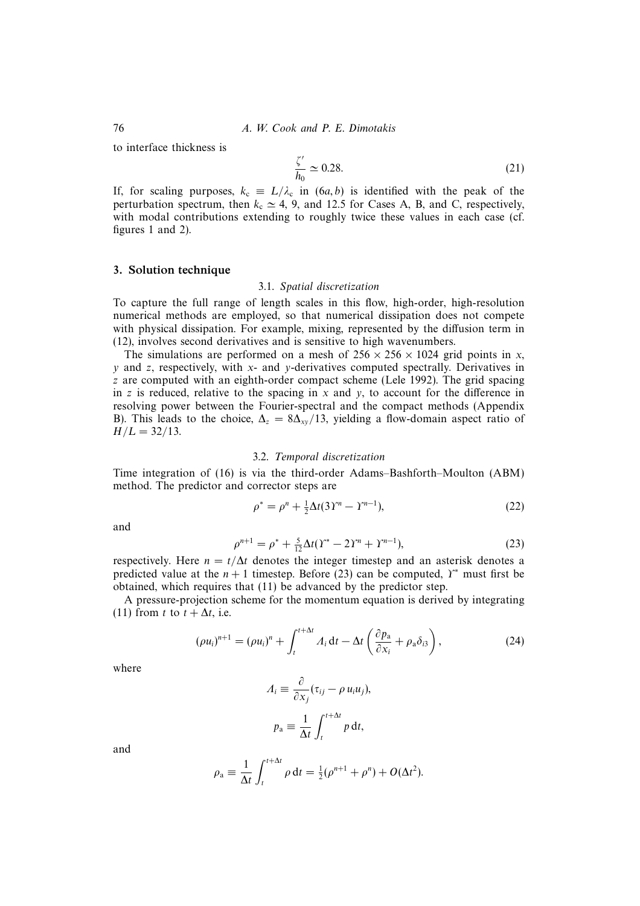to interface thickness is

$$\frac{\zeta'}{h_0} \simeq 0.28. \tag{21}$$

If, for scaling purposes, $k_c \equiv L/\lambda_c$ in (6$a,b$) is identified with the peak of the perturbation spectrum, then $k_c \simeq 4$, 9, and 12.5 for Cases A, B, and C, respectively, with modal contributions extending to roughly twice these values in each case (cf. figures 1 and 2).

## 3. Solution technique

### 3.1. *Spatial discretization*

To capture the full range of length scales in this flow, high-order, high-resolution numerical methods are employed, so that numerical dissipation does not compete with physical dissipation. For example, mixing, represented by the diffusion term in (12), involves second derivatives and is sensitive to high wavenumbers.

The simulations are performed on a mesh of $256 \times 256 \times 1024$ grid points in $x$, $y$ and $z$, respectively, with $x$- and $y$-derivatives computed spectrally. Derivatives in $z$ are computed with an eighth-order compact scheme (Lele 1992). The grid spacing in $z$ is reduced, relative to the spacing in $x$ and $y$, to account for the difference in resolving power between the Fourier-spectral and the compact methods (Appendix B). This leads to the choice, $\Delta_z = 8\Delta_{xy}/13$, yielding a flow-domain aspect ratio of $H/L = 32/13$.

### 3.2. *Temporal discretization*

Time integration of (16) is via the third-order Adams–Bashforth–Moulton (ABM) method. The predictor and corrector steps are

$$\rho^* = \rho^n + \tfrac{1}{2}\Delta t(3\Upsilon^n - \Upsilon^{n-1}), \tag{22}$$

and

$$\rho^{n+1} = \rho^* + \tfrac{5}{12}\Delta t(\Upsilon^* - 2\Upsilon^n + \Upsilon^{n-1}), \tag{23}$$

respectively. Here $n = t/\Delta t$ denotes the integer timestep and an asterisk denotes a predicted value at the $n+1$ timestep. Before (23) can be computed, $\Upsilon^*$ must first be obtained, which requires that (11) be advanced by the predictor step.

A pressure-projection scheme for the momentum equation is derived by integrating (11) from $t$ to $t + \Delta t$, i.e.

$$(\rho u_i)^{n+1} = (\rho u_i)^n + \int_t^{t+\Delta t} \Lambda_i \, \mathrm{d}t - \Delta t \left( \frac{\partial p_a}{\partial x_i} + \rho_a \delta_{i3} \right), \tag{24}$$

where

$$\Lambda_i \equiv \frac{\partial}{\partial x_j}(\tau_{ij} - \rho \, u_i u_j),$$

$$p_a \equiv \frac{1}{\Delta t} \int_t^{t+\Delta t} p \, \mathrm{d}t,$$

and

$$\rho_a \equiv \frac{1}{\Delta t} \int_t^{t+\Delta t} \rho \, \mathrm{d}t = \tfrac{1}{2}(\rho^{n+1} + \rho^n) + O(\Delta t^2).$$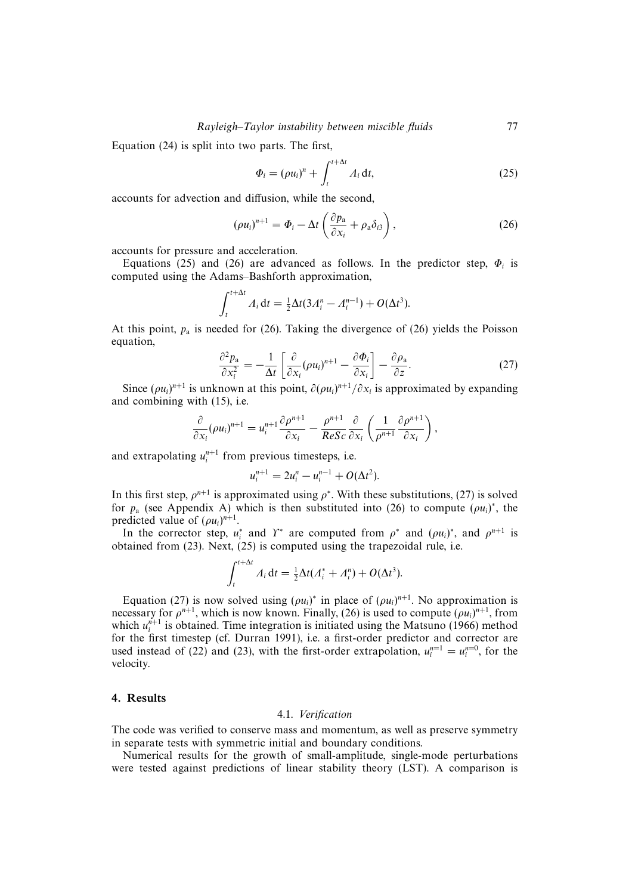Equation (24) is split into two parts. The first,

$$\Phi_i = (\rho u_i)^n + \int_t^{t+\Delta t} \Lambda_i \,\mathrm{d}t, \tag{25}$$

accounts for advection and diffusion, while the second,

$$(\rho u_i)^{n+1} = \Phi_i - \Delta t \left( \frac{\partial p_\mathrm{a}}{\partial x_i} + \rho_\mathrm{a} \delta_{i3} \right), \tag{26}$$

accounts for pressure and acceleration.

Equations (25) and (26) are advanced as follows. In the predictor step, $\Phi_i$ is computed using the Adams–Bashforth approximation,

$$\int_t^{t+\Delta t} \Lambda_i \,\mathrm{d}t = \tfrac{1}{2}\Delta t (3\Lambda_i^n - \Lambda_i^{n-1}) + O(\Delta t^3).$$

At this point, $p_\mathrm{a}$ is needed for (26). Taking the divergence of (26) yields the Poisson equation,

$$\frac{\partial^2 p_\mathrm{a}}{\partial x_i^2} = -\frac{1}{\Delta t} \left[ \frac{\partial}{\partial x_i} (\rho u_i)^{n+1} - \frac{\partial \Phi_i}{\partial x_i} \right] - \frac{\partial \rho_\mathrm{a}}{\partial z}. \tag{27}$$

Since $(\rho u_i)^{n+1}$ is unknown at this point, $\partial (\rho u_i)^{n+1}/\partial x_i$ is approximated by expanding and combining with (15), i.e.

$$\frac{\partial}{\partial x_i} (\rho u_i)^{n+1} = u_i^{n+1} \frac{\partial \rho^{n+1}}{\partial x_i} - \frac{\rho^{n+1}}{Re Sc} \frac{\partial}{\partial x_i} \left( \frac{1}{\rho^{n+1}} \frac{\partial \rho^{n+1}}{\partial x_i} \right),$$

and extrapolating $u_i^{n+1}$ from previous timesteps, i.e.

$$u_i^{n+1} = 2u_i^n - u_i^{n-1} + O(\Delta t^2).$$

In this first step, $\rho^{n+1}$ is approximated using $\rho^*$. With these substitutions, (27) is solved for $p_\mathrm{a}$ (see Appendix A) which is then substituted into (26) to compute $(\rho u_i)^*$, the predicted value of $(\rho u_i)^{n+1}$.

In the corrector step, $u_i^*$ and $\Upsilon^*$ are computed from $\rho^*$ and $(\rho u_i)^*$, and $\rho^{n+1}$ is obtained from (23). Next, (25) is computed using the trapezoidal rule, i.e.

$$\int_t^{t+\Delta t} \Lambda_i \,\mathrm{d}t = \tfrac{1}{2}\Delta t (\Lambda_i^* + \Lambda_i^n) + O(\Delta t^3).$$

Equation (27) is now solved using $(\rho u_i)^*$ in place of $(\rho u_i)^{n+1}$. No approximation is necessary for $\rho^{n+1}$, which is now known. Finally, (26) is used to compute $(\rho u_i)^{n+1}$, from which $u_i^{n+1}$ is obtained. Time integration is initiated using the Matsuno (1966) method for the first timestep (cf. Durran 1991), i.e. a first-order predictor and corrector are used instead of (22) and (23), with the first-order extrapolation, $u_i^{n=1} = u_i^{n=0}$, for the velocity.

## 4. Results

### 4.1. *Verification*

The code was verified to conserve mass and momentum, as well as preserve symmetry in separate tests with symmetric initial and boundary conditions.

Numerical results for the growth of small-amplitude, single-mode perturbations were tested against predictions of linear stability theory (LST). A comparison is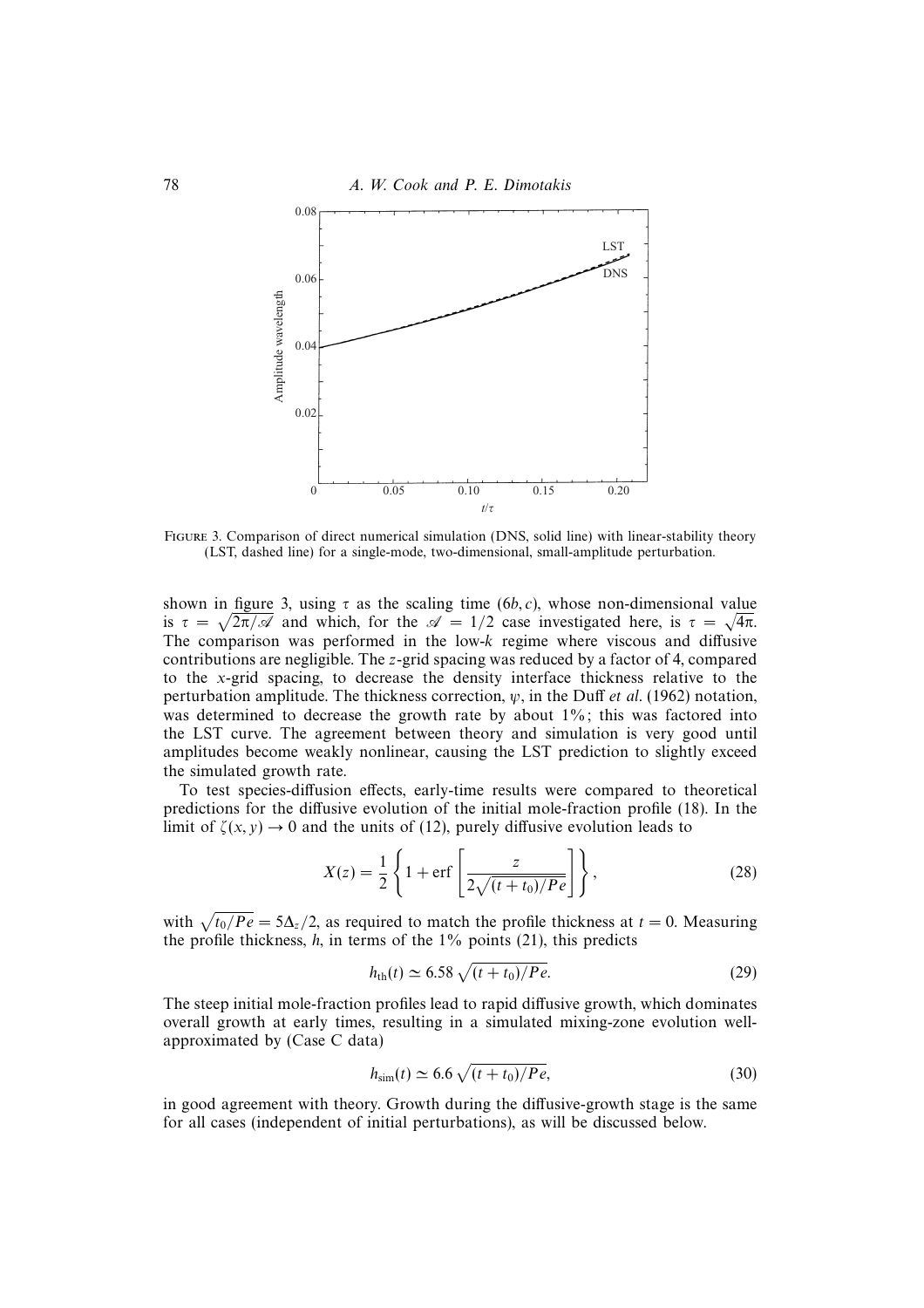FIGURE 3. Comparison of direct numerical simulation (DNS, solid line) with linear-stability theory (LST, dashed line) for a single-mode, two-dimensional, small-amplitude perturbation.

shown in figure 3, using $\tau$ as the scaling time (6*b*, *c*), whose non-dimensional value is $\tau = \sqrt{2\pi/\mathscr{A}}$ and which, for the $\mathscr{A} = 1/2$ case investigated here, is $\tau = \sqrt{4\pi}$. The comparison was performed in the low-$k$ regime where viscous and diffusive contributions are negligible. The $z$-grid spacing was reduced by a factor of 4, compared to the $x$-grid spacing, to decrease the density interface thickness relative to the perturbation amplitude. The thickness correction, $\psi$, in the Duff *et al.* (1962) notation, was determined to decrease the growth rate by about 1%; this was factored into the LST curve. The agreement between theory and simulation is very good until amplitudes become weakly nonlinear, causing the LST prediction to slightly exceed the simulated growth rate.

To test species-diffusion effects, early-time results were compared to theoretical predictions for the diffusive evolution of the initial mole-fraction profile (18). In the limit of $\zeta(x, y) \to 0$ and the units of (12), purely diffusive evolution leads to

$$X(z) = \frac{1}{2}\left\{1 + \operatorname{erf}\left[\frac{z}{2\sqrt{(t+t_0)/Pe}}\right]\right\}, \tag{28}$$

with $\sqrt{t_0/Pe} = 5\Delta_z/2$, as required to match the profile thickness at $t = 0$. Measuring the profile thickness, $h$, in terms of the 1% points (21), this predicts

$$h_{\text{th}}(t) \simeq 6.58\sqrt{(t+t_0)/Pe}. \tag{29}$$

The steep initial mole-fraction profiles lead to rapid diffusive growth, which dominates overall growth at early times, resulting in a simulated mixing-zone evolution well-approximated by (Case C data)

$$h_{\text{sim}}(t) \simeq 6.6\sqrt{(t+t_0)/Pe}, \tag{30}$$

in good agreement with theory. Growth during the diffusive-growth stage is the same for all cases (independent of initial perturbations), as will be discussed below.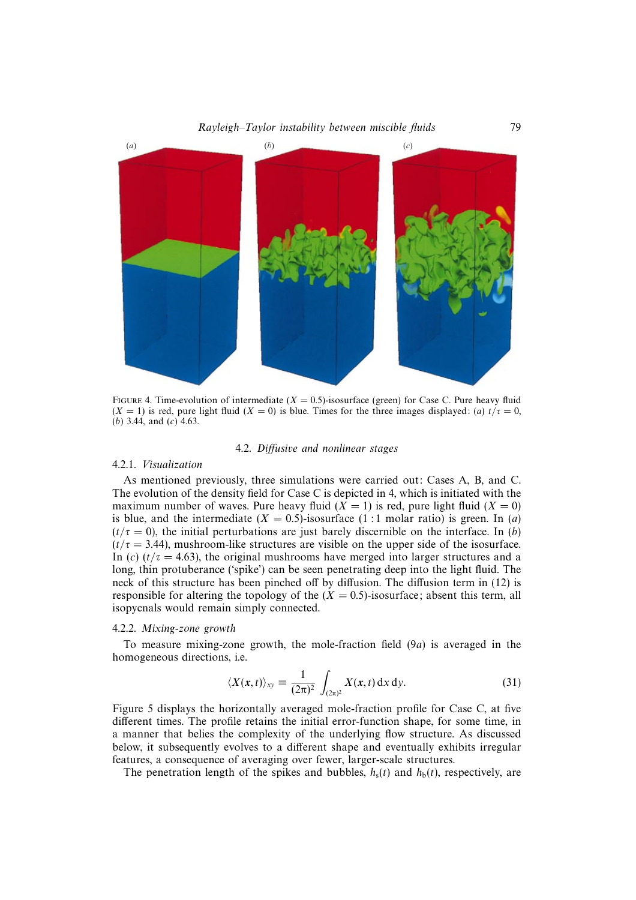FIGURE 4. Time-evolution of intermediate ($X = 0.5$)-isosurface (green) for Case C. Pure heavy fluid ($X = 1$) is red, pure light fluid ($X = 0$) is blue. Times for the three images displayed: (*a*) $t/\tau = 0$, (*b*) 3.44, and (*c*) 4.63.

### 4.2. *Diffusive and nonlinear stages*

#### 4.2.1. *Visualization*

As mentioned previously, three simulations were carried out: Cases A, B, and C. The evolution of the density field for Case C is depicted in 4, which is initiated with the maximum number of waves. Pure heavy fluid ($X = 1$) is red, pure light fluid ($X = 0$) is blue, and the intermediate ($X = 0.5$)-isosurface (1 : 1 molar ratio) is green. In (*a*) ($t/\tau = 0$), the initial perturbations are just barely discernible on the interface. In (*b*) ($t/\tau = 3.44$), mushroom-like structures are visible on the upper side of the isosurface. In (*c*) ($t/\tau = 4.63$), the original mushrooms have merged into larger structures and a long, thin protuberance ('spike') can be seen penetrating deep into the light fluid. The neck of this structure has been pinched off by diffusion. The diffusion term in (12) is responsible for altering the topology of the ($X = 0.5$)-isosurface; absent this term, all isopycnals would remain simply connected.

#### 4.2.2. *Mixing-zone growth*

To measure mixing-zone growth, the mole-fraction field (9*a*) is averaged in the homogeneous directions, i.e.

$$\langle X(\boldsymbol{x}, t)\rangle_{xy} \equiv \frac{1}{(2\pi)^2} \int_{(2\pi)^2} X(\boldsymbol{x}, t)\, \mathrm{d}x\, \mathrm{d}y. \tag{31}$$

Figure 5 displays the horizontally averaged mole-fraction profile for Case C, at five different times. The profile retains the initial error-function shape, for some time, in a manner that belies the complexity of the underlying flow structure. As discussed below, it subsequently evolves to a different shape and eventually exhibits irregular features, a consequence of averaging over fewer, larger-scale structures.

The penetration length of the spikes and bubbles, $h_s(t)$ and $h_b(t)$, respectively, are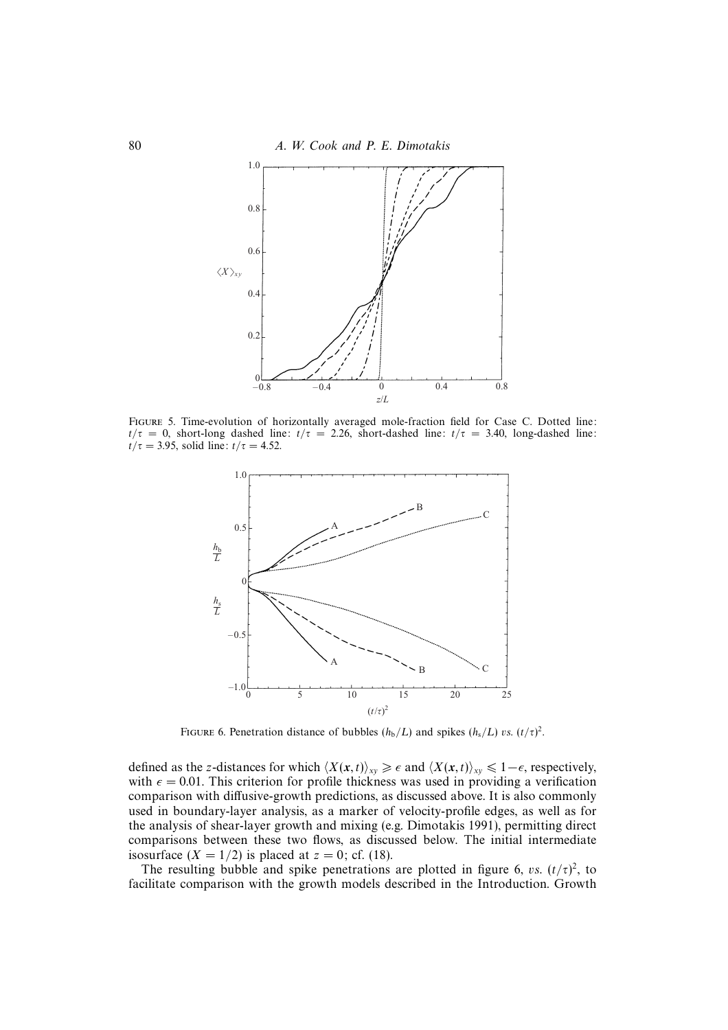FIGURE 5. Time-evolution of horizontally averaged mole-fraction field for Case C. Dotted line: $t/\tau = 0$, short-long dashed line: $t/\tau = 2.26$, short-dashed line: $t/\tau = 3.40$, long-dashed line: $t/\tau = 3.95$, solid line: $t/\tau = 4.52$.

FIGURE 6. Penetration distance of bubbles ($h_b/L$) and spikes ($h_s/L$) *vs.* $(t/\tau)^2$.

defined as the $z$-distances for which $\langle X(\boldsymbol{x}, t)\rangle_{xy} \geqslant \epsilon$ and $\langle X(\boldsymbol{x}, t)\rangle_{xy} \leqslant 1-\epsilon$, respectively, with $\epsilon = 0.01$. This criterion for profile thickness was used in providing a verification comparison with diffusive-growth predictions, as discussed above. It is also commonly used in boundary-layer analysis, as a marker of velocity-profile edges, as well as for the analysis of shear-layer growth and mixing (e.g. Dimotakis 1991), permitting direct comparisons between these two flows, as discussed below. The initial intermediate isosurface ($X = 1/2$) is placed at $z = 0$; cf. (18).

The resulting bubble and spike penetrations are plotted in figure 6, *vs.* $(t/\tau)^2$, to facilitate comparison with the growth models described in the Introduction. Growth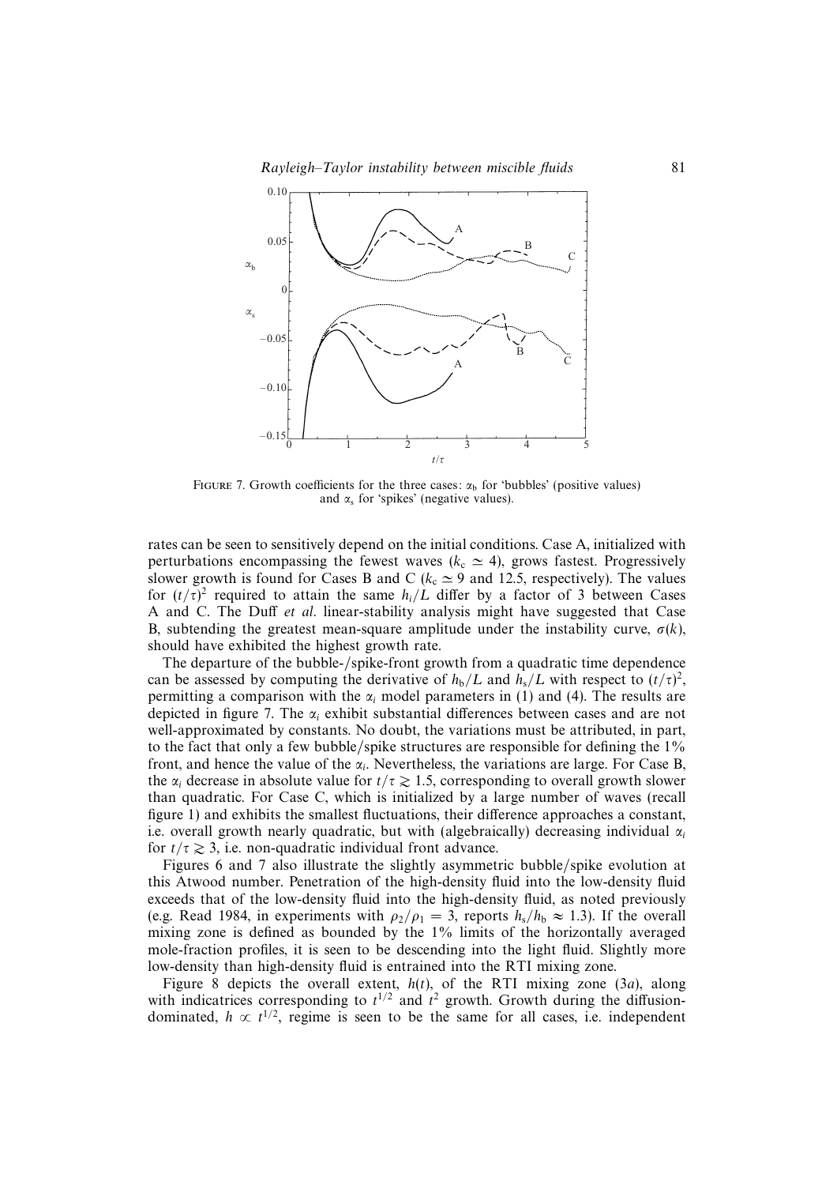FIGURE 7. Growth coefficients for the three cases: $\alpha_b$ for 'bubbles' (positive values) and $\alpha_s$ for 'spikes' (negative values).

rates can be seen to sensitively depend on the initial conditions. Case A, initialized with perturbations encompassing the fewest waves ($k_c \simeq 4$), grows fastest. Progressively slower growth is found for Cases B and C ($k_c \simeq 9$ and 12.5, respectively). The values for $(t/\tau)^2$ required to attain the same $h_i/L$ differ by a factor of 3 between Cases A and C. The Duff *et al.* linear-stability analysis might have suggested that Case B, subtending the greatest mean-square amplitude under the instability curve, $\sigma(k)$, should have exhibited the highest growth rate.

The departure of the bubble-/spike-front growth from a quadratic time dependence can be assessed by computing the derivative of $h_b/L$ and $h_s/L$ with respect to $(t/\tau)^2$, permitting a comparison with the $\alpha_i$ model parameters in (1) and (4). The results are depicted in figure 7. The $\alpha_i$ exhibit substantial differences between cases and are not well-approximated by constants. No doubt, the variations must be attributed, in part, to the fact that only a few bubble/spike structures are responsible for defining the 1% front, and hence the value of the $\alpha_i$. Nevertheless, the variations are large. For Case B, the $\alpha_i$ decrease in absolute value for $t/\tau \gtrsim 1.5$, corresponding to overall growth slower than quadratic. For Case C, which is initialized by a large number of waves (recall figure 1) and exhibits the smallest fluctuations, their difference approaches a constant, i.e. overall growth nearly quadratic, but with (algebraically) decreasing individual $\alpha_i$ for $t/\tau \gtrsim 3$, i.e. non-quadratic individual front advance.

Figures 6 and 7 also illustrate the slightly asymmetric bubble/spike evolution at this Atwood number. Penetration of the high-density fluid into the low-density fluid exceeds that of the low-density fluid into the high-density fluid, as noted previously (e.g. Read 1984, in experiments with $\rho_2/\rho_1 = 3$, reports $h_s/h_b \approx 1.3$). If the overall mixing zone is defined as bounded by the 1% limits of the horizontally averaged mole-fraction profiles, it is seen to be descending into the light fluid. Slightly more low-density than high-density fluid is entrained into the RTI mixing zone.

Figure 8 depicts the overall extent, $h(t)$, of the RTI mixing zone (3*a*), along with indicatrices corresponding to $t^{1/2}$ and $t^2$ growth. Growth during the diffusion-dominated, $h \propto t^{1/2}$, regime is seen to be the same for all cases, i.e. independent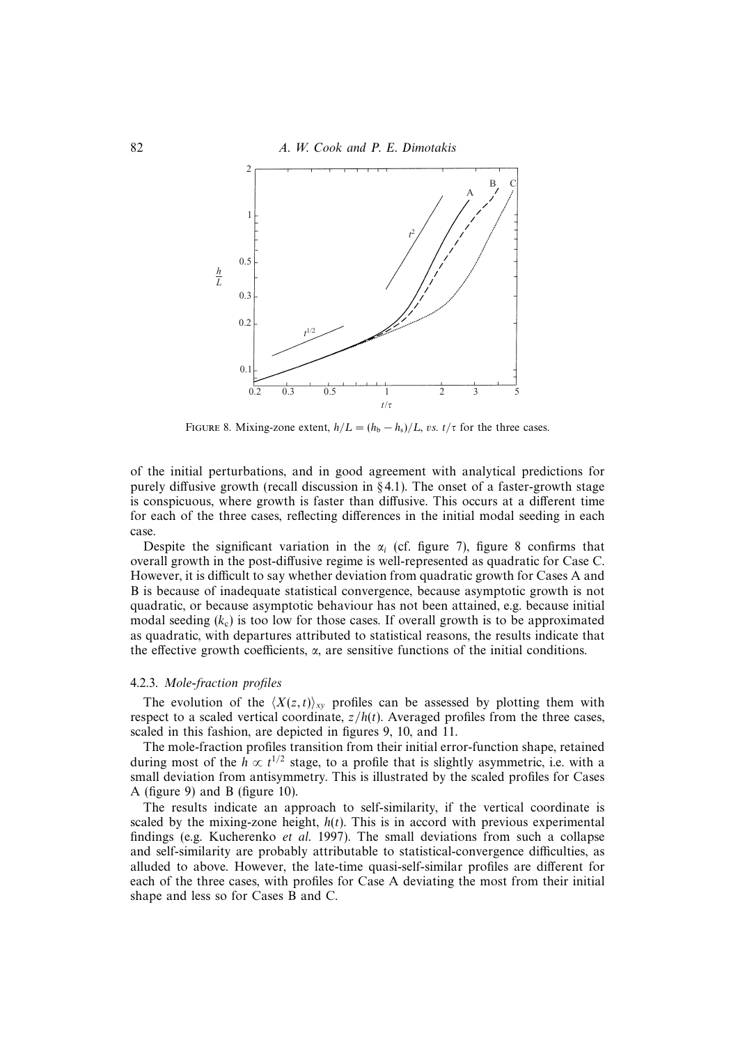FIGURE 8. Mixing-zone extent, $h/L = (h_b - h_s)/L$, *vs.* $t/\tau$ for the three cases.

of the initial perturbations, and in good agreement with analytical predictions for purely diffusive growth (recall discussion in §4.1). The onset of a faster-growth stage is conspicuous, where growth is faster than diffusive. This occurs at a different time for each of the three cases, reflecting differences in the initial modal seeding in each case.

Despite the significant variation in the $\alpha_i$ (cf. figure 7), figure 8 confirms that overall growth in the post-diffusive regime is well-represented as quadratic for Case C. However, it is difficult to say whether deviation from quadratic growth for Cases A and B is because of inadequate statistical convergence, because asymptotic growth is not quadratic, or because asymptotic behaviour has not been attained, e.g. because initial modal seeding ($k_c$) is too low for those cases. If overall growth is to be approximated as quadratic, with departures attributed to statistical reasons, the results indicate that the effective growth coefficients, $\alpha$, are sensitive functions of the initial conditions.

#### 4.2.3. *Mole-fraction profiles*

The evolution of the $\langle X(z,t)\rangle_{xy}$ profiles can be assessed by plotting them with respect to a scaled vertical coordinate, $z/h(t)$. Averaged profiles from the three cases, scaled in this fashion, are depicted in figures 9, 10, and 11.

The mole-fraction profiles transition from their initial error-function shape, retained during most of the $h \propto t^{1/2}$ stage, to a profile that is slightly asymmetric, i.e. with a small deviation from antisymmetry. This is illustrated by the scaled profiles for Cases A (figure 9) and B (figure 10).

The results indicate an approach to self-similarity, if the vertical coordinate is scaled by the mixing-zone height, $h(t)$. This is in accord with previous experimental findings (e.g. Kucherenko *et al.* 1997). The small deviations from such a collapse and self-similarity are probably attributable to statistical-convergence difficulties, as alluded to above. However, the late-time quasi-self-similar profiles are different for each of the three cases, with profiles for Case A deviating the most from their initial shape and less so for Cases B and C.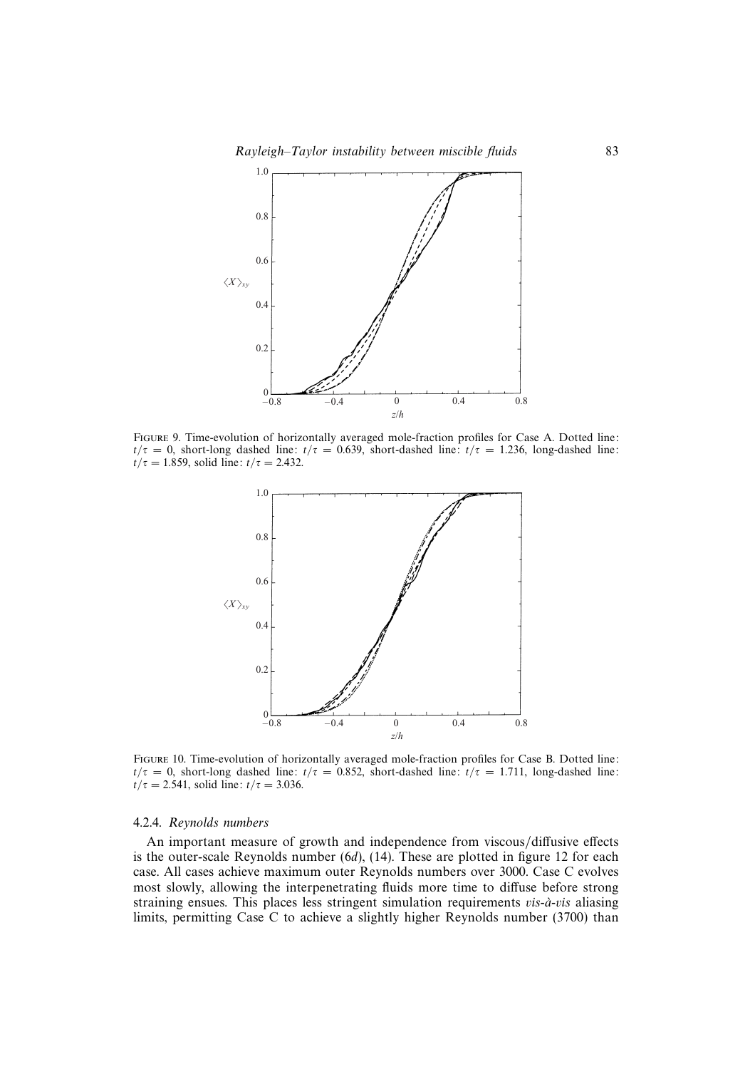Figure 9. Time-evolution of horizontally averaged mole-fraction profiles for Case A. Dotted line: $t/\tau = 0$, short-long dashed line: $t/\tau = 0.639$, short-dashed line: $t/\tau = 1.236$, long-dashed line: $t/\tau = 1.859$, solid line: $t/\tau = 2.432$.

Figure 10. Time-evolution of horizontally averaged mole-fraction profiles for Case B. Dotted line: $t/\tau = 0$, short-long dashed line: $t/\tau = 0.852$, short-dashed line: $t/\tau = 1.711$, long-dashed line: $t/\tau = 2.541$, solid line: $t/\tau = 3.036$.

#### 4.2.4. *Reynolds numbers*

An important measure of growth and independence from viscous/diffusive effects is the outer-scale Reynolds number (6*d*), (14). These are plotted in figure 12 for each case. All cases achieve maximum outer Reynolds numbers over 3000. Case C evolves most slowly, allowing the interpenetrating fluids more time to diffuse before strong straining ensues. This places less stringent simulation requirements *vis-à-vis* aliasing limits, permitting Case C to achieve a slightly higher Reynolds number (3700) than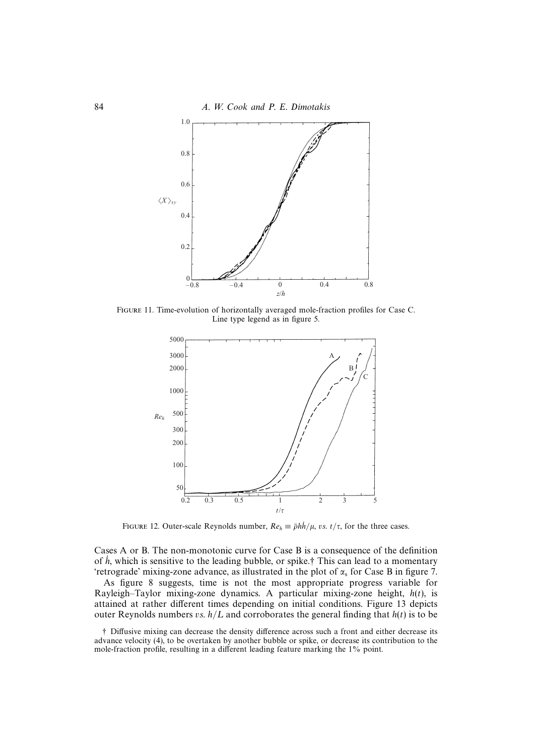FIGURE 11. Time-evolution of horizontally averaged mole-fraction profiles for Case C. Line type legend as in figure 5.

FIGURE 12. Outer-scale Reynolds number, $Re_h \equiv \bar{\rho}h\dot{h}/\mu$, *vs.* $t/\tau$, for the three cases.

Cases A or B. The non-monotonic curve for Case B is a consequence of the definition of $\dot{h}$, which is sensitive to the leading bubble, or spike.† This can lead to a momentary 'retrograde' mixing-zone advance, as illustrated in the plot of $\alpha_s$ for Case B in figure 7.

As figure 8 suggests, time is not the most appropriate progress variable for Rayleigh–Taylor mixing-zone dynamics. A particular mixing-zone height, $h(t)$, is attained at rather different times depending on initial conditions. Figure 13 depicts outer Reynolds numbers *vs.* $h/L$ and corroborates the general finding that $h(t)$ is to be

† Diffusive mixing can decrease the density difference across such a front and either decrease its advance velocity (4), to be overtaken by another bubble or spike, or decrease its contribution to the mole-fraction profile, resulting in a different leading feature marking the 1% point.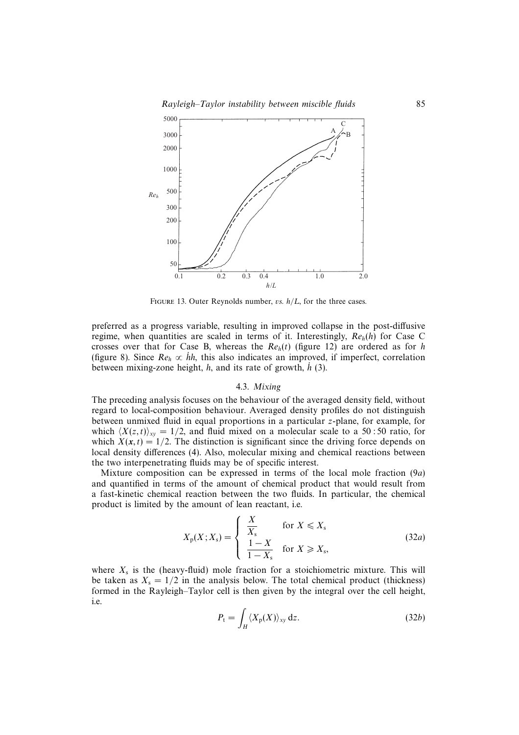FIGURE 13. Outer Reynolds number, *vs.* $h/L$, for the three cases.

preferred as a progress variable, resulting in improved collapse in the post-diffusive regime, when quantities are scaled in terms of it. Interestingly, $Re_h(h)$ for Case C crosses over that for Case B, whereas the $Re_h(t)$ (figure 12) are ordered as for $h$ (figure 8). Since $Re_h \propto \dot{h}h$, this also indicates an improved, if imperfect, correlation between mixing-zone height, $h$, and its rate of growth, $\dot{h}$ (3).

### 4.3. *Mixing*

The preceding analysis focuses on the behaviour of the averaged density field, without regard to local-composition behaviour. Averaged density profiles do not distinguish between unmixed fluid in equal proportions in a particular $z$-plane, for example, for which $\langle X(z,t)\rangle_{xy} = 1/2$, and fluid mixed on a molecular scale to a 50 : 50 ratio, for which $X(\boldsymbol{x}, t) = 1/2$. The distinction is significant since the driving force depends on local density differences (4). Also, molecular mixing and chemical reactions between the two interpenetrating fluids may be of specific interest.

Mixture composition can be expressed in terms of the local mole fraction (9*a*) and quantified in terms of the amount of chemical product that would result from a fast-kinetic chemical reaction between the two fluids. In particular, the chemical product is limited by the amount of lean reactant, i.e.

$$X_p(X; X_s) = \begin{cases} \dfrac{X}{X_s} & \text{for } X \leqslant X_s \\[2mm] \dfrac{1-X}{1-X_s} & \text{for } X \geqslant X_s, \end{cases} \tag{32a}$$

where $X_s$ is the (heavy-fluid) mole fraction for a stoichiometric mixture. This will be taken as $X_s = 1/2$ in the analysis below. The total chemical product (thickness) formed in the Rayleigh–Taylor cell is then given by the integral over the cell height, i.e.

$$P_t = \int_H \langle X_p(X)\rangle_{xy}\, \mathrm{d}z. \tag{32b}$$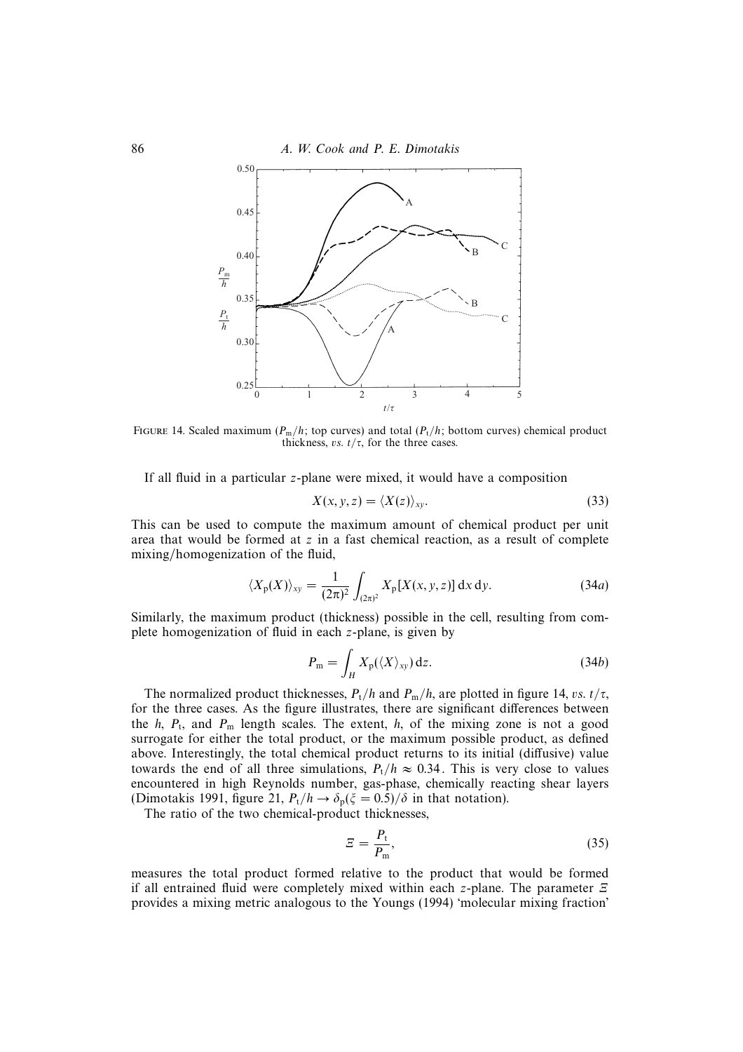FIGURE 14. Scaled maximum ($P_m/h$; top curves) and total ($P_t/h$; bottom curves) chemical product thickness, *vs.* $t/\tau$, for the three cases.

If all fluid in a particular $z$-plane were mixed, it would have a composition

$$X(x, y, z) = \langle X(z) \rangle_{xy}. \tag{33}$$

This can be used to compute the maximum amount of chemical product per unit area that would be formed at $z$ in a fast chemical reaction, as a result of complete mixing/homogenization of the fluid,

$$\langle X_p(X) \rangle_{xy} = \frac{1}{(2\pi)^2} \int_{(2\pi)^2} X_p[X(x, y, z)] \, dx \, dy. \tag{34a}$$

Similarly, the maximum product (thickness) possible in the cell, resulting from complete homogenization of fluid in each $z$-plane, is given by

$$P_m = \int_H X_p(\langle X \rangle_{xy}) \, dz. \tag{34b}$$

The normalized product thicknesses, $P_t/h$ and $P_m/h$, are plotted in figure 14, *vs.* $t/\tau$, for the three cases. As the figure illustrates, there are significant differences between the $h$, $P_t$, and $P_m$ length scales. The extent, $h$, of the mixing zone is not a good surrogate for either the total product, or the maximum possible product, as defined above. Interestingly, the total chemical product returns to its initial (diffusive) value towards the end of all three simulations, $P_t/h \approx 0.34$. This is very close to values encountered in high Reynolds number, gas-phase, chemically reacting shear layers (Dimotakis 1991, figure 21, $P_t/h \to \delta_p(\xi = 0.5)/\delta$ in that notation).

The ratio of the two chemical-product thicknesses,

$$\Xi = \frac{P_t}{P_m}, \tag{35}$$

measures the total product formed relative to the product that would be formed if all entrained fluid were completely mixed within each $z$-plane. The parameter $\Xi$ provides a mixing metric analogous to the Youngs (1994) 'molecular mixing fraction'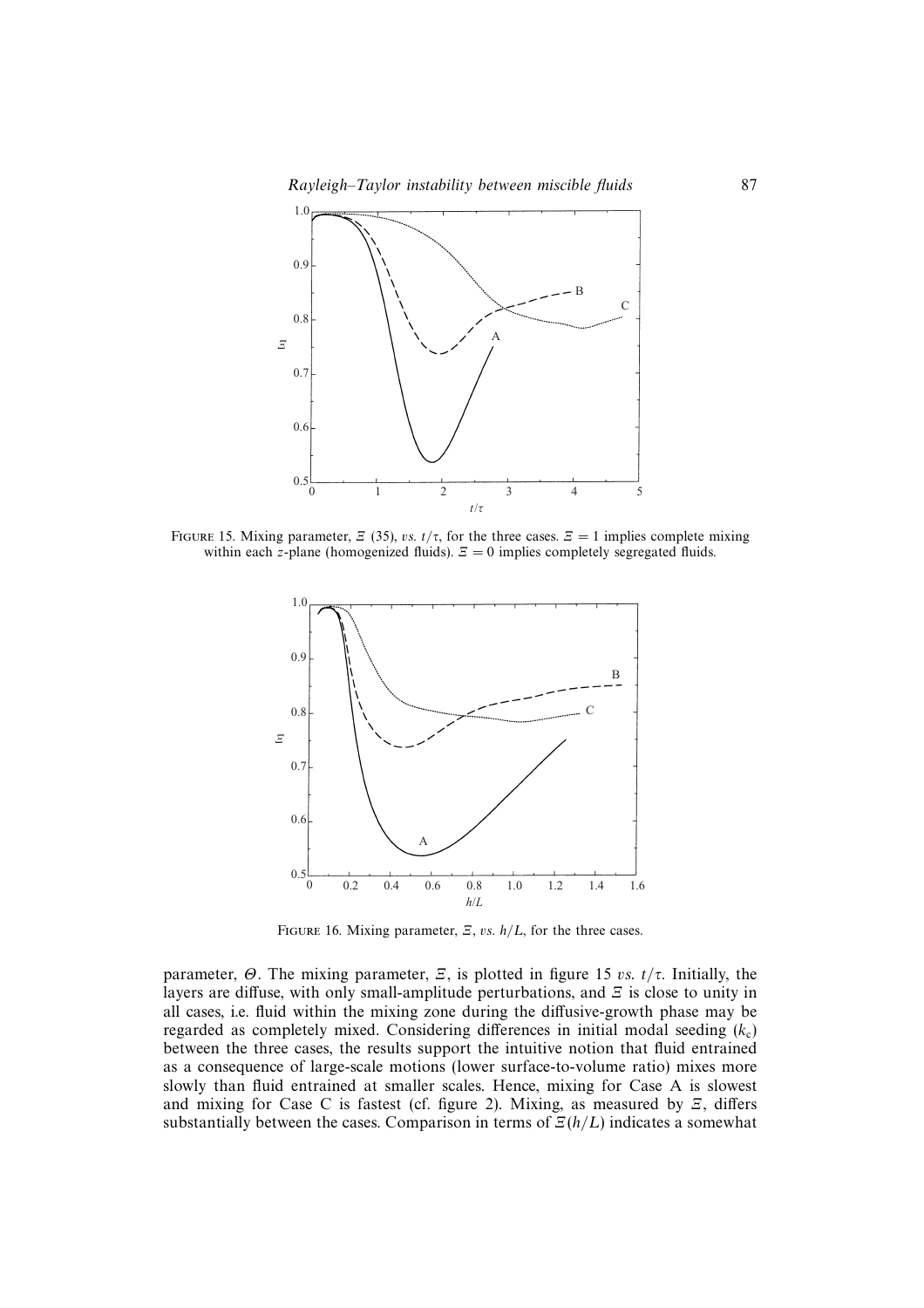FIGURE 15. Mixing parameter, $\Xi$ (35), *vs.* $t/\tau$, for the three cases. $\Xi = 1$ implies complete mixing within each $z$-plane (homogenized fluids). $\Xi = 0$ implies completely segregated fluids.

FIGURE 16. Mixing parameter, $\Xi$, *vs.* $h/L$, for the three cases.

parameter, $\Theta$. The mixing parameter, $\Xi$, is plotted in figure 15 *vs.* $t/\tau$. Initially, the layers are diffuse, with only small-amplitude perturbations, and $\Xi$ is close to unity in all cases, i.e. fluid within the mixing zone during the diffusive-growth phase may be regarded as completely mixed. Considering differences in initial modal seeding ($k_c$) between the three cases, the results support the intuitive notion that fluid entrained as a consequence of large-scale motions (lower surface-to-volume ratio) mixes more slowly than fluid entrained at smaller scales. Hence, mixing for Case A is slowest and mixing for Case C is fastest (cf. figure 2). Mixing, as measured by $\Xi$, differs substantially between the cases. Comparison in terms of $\Xi(h/L)$ indicates a somewhat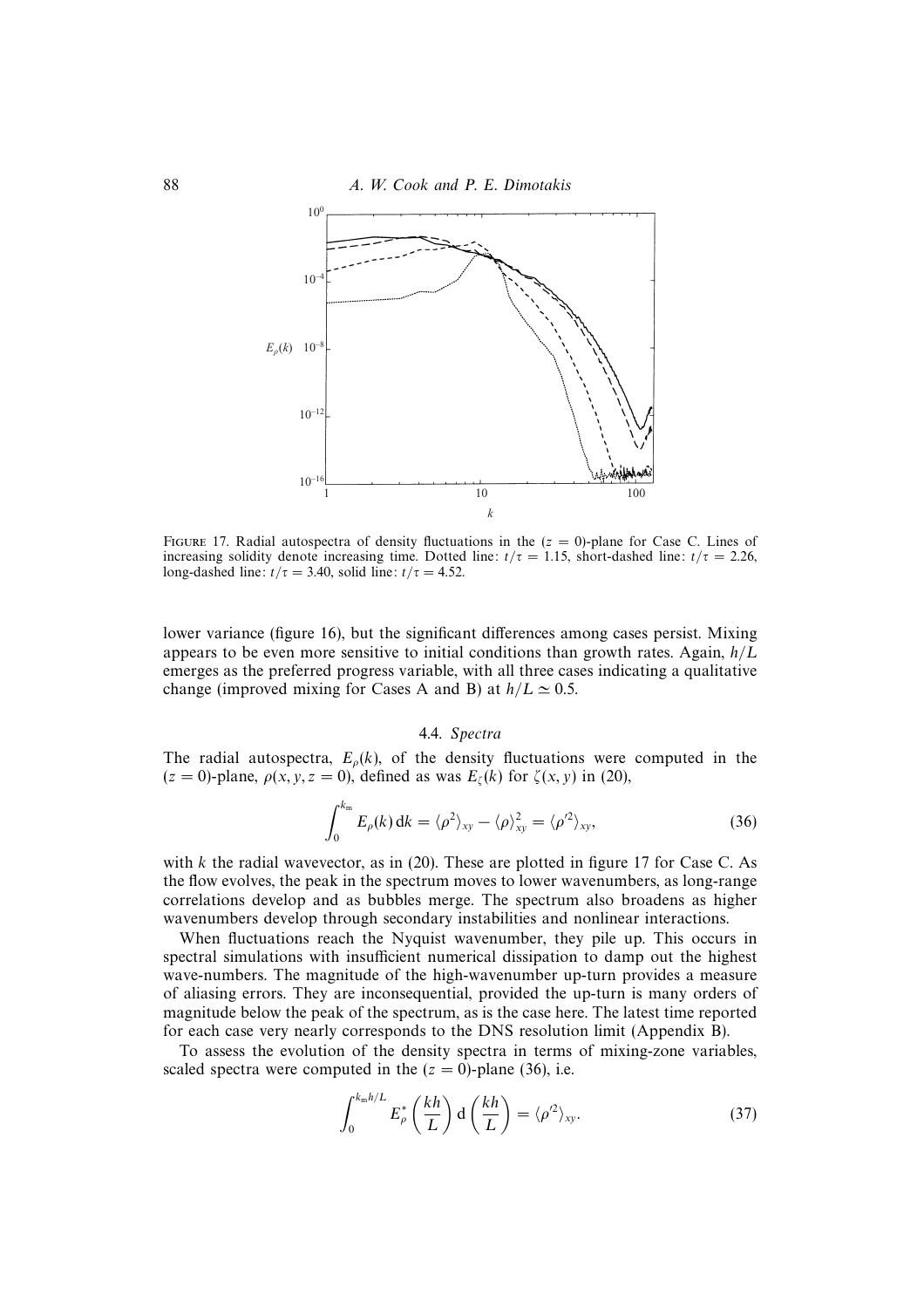FIGURE 17. Radial autospectra of density fluctuations in the ($z = 0$)-plane for Case C. Lines of increasing solidity denote increasing time. Dotted line: $t/\tau = 1.15$, short-dashed line: $t/\tau = 2.26$, long-dashed line: $t/\tau = 3.40$, solid line: $t/\tau = 4.52$.

lower variance (figure 16), but the significant differences among cases persist. Mixing appears to be even more sensitive to initial conditions than growth rates. Again, $h/L$ emerges as the preferred progress variable, with all three cases indicating a qualitative change (improved mixing for Cases A and B) at $h/L \simeq 0.5$.

### 4.4. Spectra

The radial autospectra, $E_\rho(k)$, of the density fluctuations were computed in the ($z = 0$)-plane, $\rho(x, y, z = 0)$, defined as was $E_\zeta(k)$ for $\zeta(x, y)$ in (20),

$$\int_0^{k_m} E_\rho(k)\,\mathrm{d}k = \langle \rho^2 \rangle_{xy} - \langle \rho \rangle_{xy}^2 = \langle \rho'^2 \rangle_{xy}, \tag{36}$$

with $k$ the radial wavevector, as in (20). These are plotted in figure 17 for Case C. As the flow evolves, the peak in the spectrum moves to lower wavenumbers, as long-range correlations develop and as bubbles merge. The spectrum also broadens as higher wavenumbers develop through secondary instabilities and nonlinear interactions.

When fluctuations reach the Nyquist wavenumber, they pile up. This occurs in spectral simulations with insufficient numerical dissipation to damp out the highest wave-numbers. The magnitude of the high-wavenumber up-turn provides a measure of aliasing errors. They are inconsequential, provided the up-turn is many orders of magnitude below the peak of the spectrum, as is the case here. The latest time reported for each case very nearly corresponds to the DNS resolution limit (Appendix B).

To assess the evolution of the density spectra in terms of mixing-zone variables, scaled spectra were computed in the ($z = 0$)-plane (36), i.e.

$$\int_0^{k_m h/L} E_\rho^*\left(\frac{kh}{L}\right)\mathrm{d}\left(\frac{kh}{L}\right) = \langle \rho'^2 \rangle_{xy}. \tag{37}$$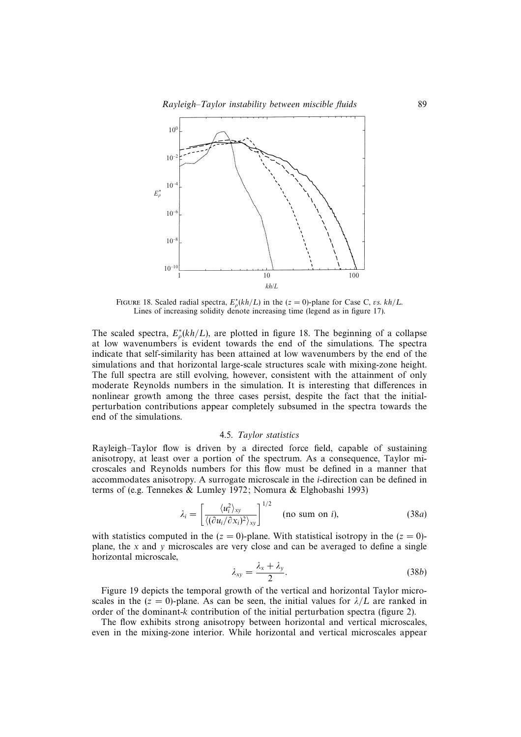FIGURE 18. Scaled radial spectra, $E_\rho^*(kh/L)$ in the $(z = 0)$-plane for Case C, *vs.* $kh/L$. Lines of increasing solidity denote increasing time (legend as in figure 17).

The scaled spectra, $E_\rho^*(kh/L)$, are plotted in figure 18. The beginning of a collapse at low wavenumbers is evident towards the end of the simulations. The spectra indicate that self-similarity has been attained at low wavenumbers by the end of the simulations and that horizontal large-scale structures scale with mixing-zone height. The full spectra are still evolving, however, consistent with the attainment of only moderate Reynolds numbers in the simulation. It is interesting that differences in nonlinear growth among the three cases persist, despite the fact that the initial-perturbation contributions appear completely subsumed in the spectra towards the end of the simulations.

### 4.5. *Taylor statistics*

Rayleigh–Taylor flow is driven by a directed force field, capable of sustaining anisotropy, at least over a portion of the spectrum. As a consequence, Taylor microscales and Reynolds numbers for this flow must be defined in a manner that accommodates anisotropy. A surrogate microscale in the *i*-direction can be defined in terms of (e.g. Tennekes & Lumley 1972; Nomura & Elghobashi 1993)

$$\lambda_i = \left[ \frac{\langle u_i^2 \rangle_{xy}}{\langle (\partial u_i / \partial x_i)^2 \rangle_{xy}} \right]^{1/2} \quad \text{(no sum on } i\text{)}, \tag{38a}$$

with statistics computed in the $(z = 0)$-plane. With statistical isotropy in the $(z = 0)$-plane, the $x$ and $y$ microscales are very close and can be averaged to define a single horizontal microscale,

$$\lambda_{xy} = \frac{\lambda_x + \lambda_y}{2}. \tag{38b}$$

Figure 19 depicts the temporal growth of the vertical and horizontal Taylor microscales in the $(z = 0)$-plane. As can be seen, the initial values for $\lambda/L$ are ranked in order of the dominant-$k$ contribution of the initial perturbation spectra (figure 2).

The flow exhibits strong anisotropy between horizontal and vertical microscales, even in the mixing-zone interior. While horizontal and vertical microscales appear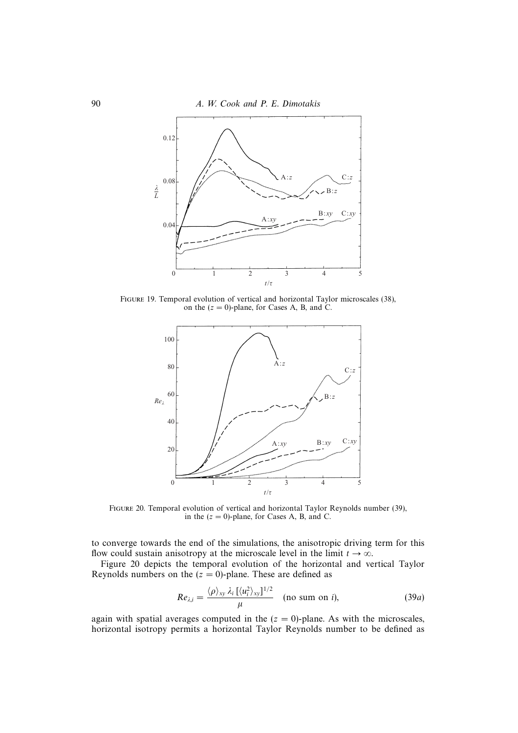FIGURE 19. Temporal evolution of vertical and horizontal Taylor microscales (38), on the $(z = 0)$-plane, for Cases A, B, and C.

FIGURE 20. Temporal evolution of vertical and horizontal Taylor Reynolds number (39), in the $(z = 0)$-plane, for Cases A, B, and C.

to converge towards the end of the simulations, the anisotropic driving term for this flow could sustain anisotropy at the microscale level in the limit $t \to \infty$.

Figure 20 depicts the temporal evolution of the horizontal and vertical Taylor Reynolds numbers on the $(z = 0)$-plane. These are defined as

$$Re_{\lambda,i} = \frac{\langle \rho \rangle_{xy} \, \lambda_i \, [\langle u_i^2 \rangle_{xy}]^{1/2}}{\mu} \quad \text{(no sum on } i\text{)}, \tag{39a}$$

again with spatial averages computed in the $(z = 0)$-plane. As with the microscales, horizontal isotropy permits a horizontal Taylor Reynolds number to be defined as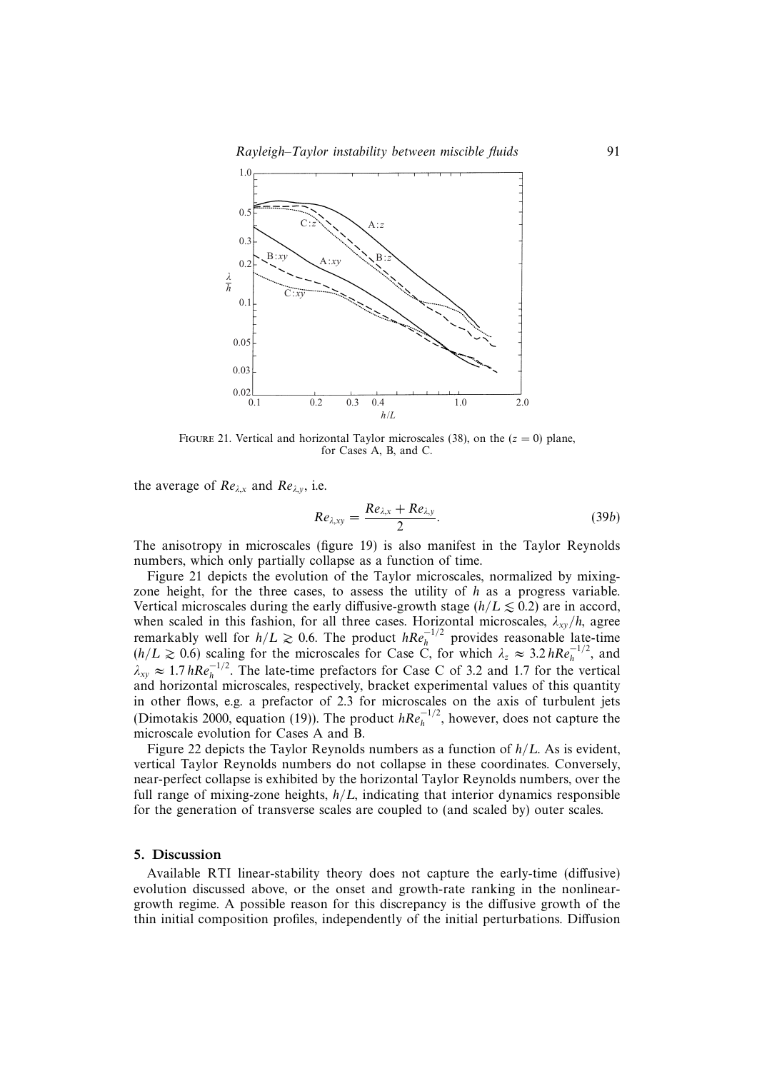FIGURE 21. Vertical and horizontal Taylor microscales (38), on the ($z = 0$) plane, for Cases A, B, and C.

the average of $Re_{\lambda,x}$ and $Re_{\lambda,y}$, i.e.

$$Re_{\lambda,xy} = \frac{Re_{\lambda,x} + Re_{\lambda,y}}{2}. \tag{39b}$$

The anisotropy in microscales (figure 19) is also manifest in the Taylor Reynolds numbers, which only partially collapse as a function of time.

Figure 21 depicts the evolution of the Taylor microscales, normalized by mixing-zone height, for the three cases, to assess the utility of $h$ as a progress variable. Vertical microscales during the early diffusive-growth stage ($h/L \lesssim 0.2$) are in accord, when scaled in this fashion, for all three cases. Horizontal microscales, $\lambda_{xy}/h$, agree remarkably well for $h/L \gtrsim 0.6$. The product $hRe_h^{-1/2}$ provides reasonable late-time ($h/L \gtrsim 0.6$) scaling for the microscales for Case C, for which $\lambda_z \approx 3.2\,hRe_h^{-1/2}$, and $\lambda_{xy} \approx 1.7\,hRe_h^{-1/2}$. The late-time prefactors for Case C of 3.2 and 1.7 for the vertical and horizontal microscales, respectively, bracket experimental values of this quantity in other flows, e.g. a prefactor of 2.3 for microscales on the axis of turbulent jets (Dimotakis 2000, equation (19)). The product $hRe_h^{-1/2}$, however, does not capture the microscale evolution for Cases A and B.

Figure 22 depicts the Taylor Reynolds numbers as a function of $h/L$. As is evident, vertical Taylor Reynolds numbers do not collapse in these coordinates. Conversely, near-perfect collapse is exhibited by the horizontal Taylor Reynolds numbers, over the full range of mixing-zone heights, $h/L$, indicating that interior dynamics responsible for the generation of transverse scales are coupled to (and scaled by) outer scales.

## 5. Discussion

Available RTI linear-stability theory does not capture the early-time (diffusive) evolution discussed above, or the onset and growth-rate ranking in the nonlinear-growth regime. A possible reason for this discrepancy is the diffusive growth of the thin initial composition profiles, independently of the initial perturbations. Diffusion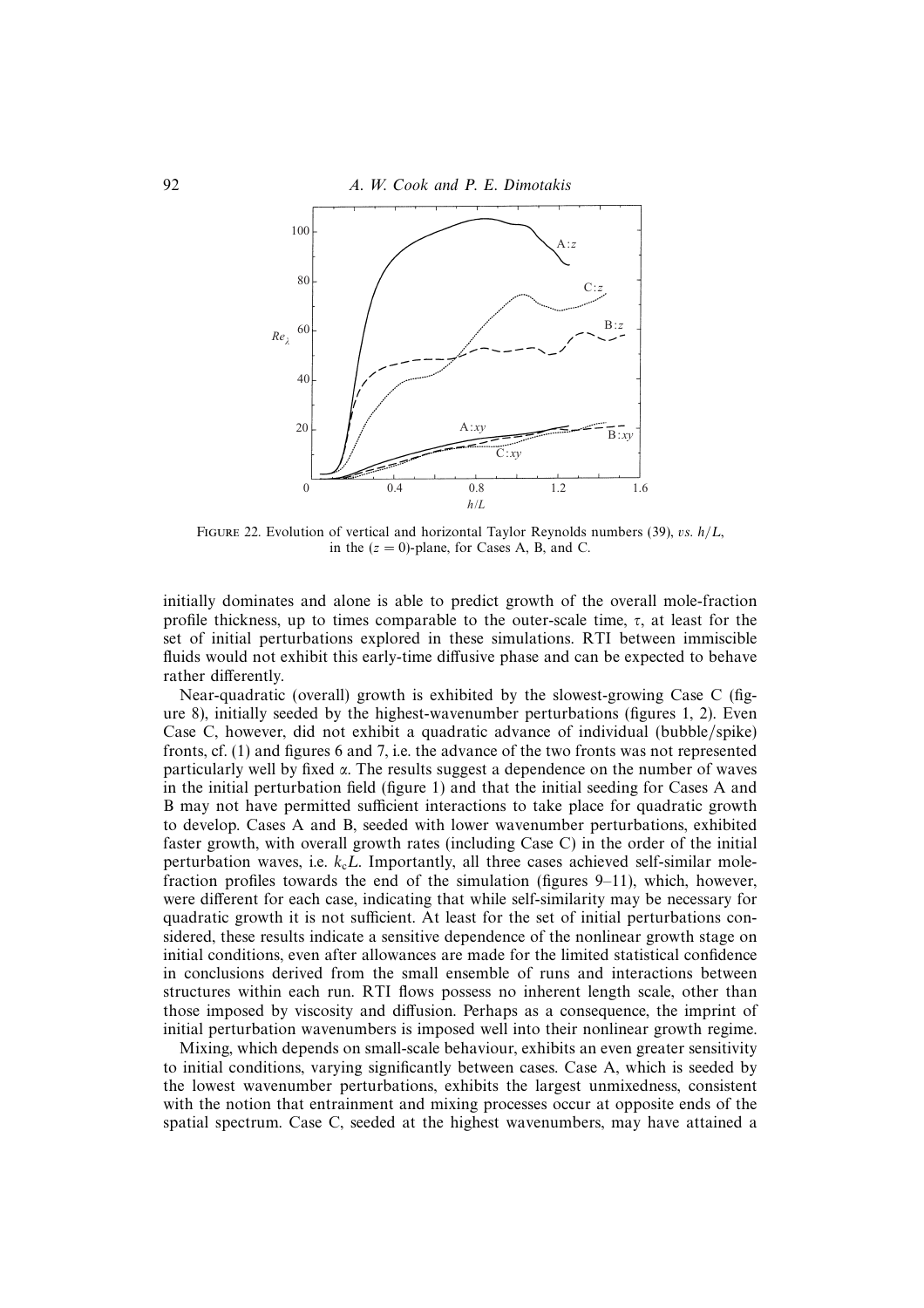FIGURE 22. Evolution of vertical and horizontal Taylor Reynolds numbers (39), *vs.* $h/L$, in the ($z = 0$)-plane, for Cases A, B, and C.

initially dominates and alone is able to predict growth of the overall mole-fraction profile thickness, up to times comparable to the outer-scale time, $\tau$, at least for the set of initial perturbations explored in these simulations. RTI between immiscible fluids would not exhibit this early-time diffusive phase and can be expected to behave rather differently.

Near-quadratic (overall) growth is exhibited by the slowest-growing Case C (figure 8), initially seeded by the highest-wavenumber perturbations (figures 1, 2). Even Case C, however, did not exhibit a quadratic advance of individual (bubble/spike) fronts, cf. (1) and figures 6 and 7, i.e. the advance of the two fronts was not represented particularly well by fixed $\alpha$. The results suggest a dependence on the number of waves in the initial perturbation field (figure 1) and that the initial seeding for Cases A and B may not have permitted sufficient interactions to take place for quadratic growth to develop. Cases A and B, seeded with lower wavenumber perturbations, exhibited faster growth, with overall growth rates (including Case C) in the order of the initial perturbation waves, i.e. $k_c L$. Importantly, all three cases achieved self-similar mole-fraction profiles towards the end of the simulation (figures 9–11), which, however, were different for each case, indicating that while self-similarity may be necessary for quadratic growth it is not sufficient. At least for the set of initial perturbations considered, these results indicate a sensitive dependence of the nonlinear growth stage on initial conditions, even after allowances are made for the limited statistical confidence in conclusions derived from the small ensemble of runs and interactions between structures within each run. RTI flows possess no inherent length scale, other than those imposed by viscosity and diffusion. Perhaps as a consequence, the imprint of initial perturbation wavenumbers is imposed well into their nonlinear growth regime.

Mixing, which depends on small-scale behaviour, exhibits an even greater sensitivity to initial conditions, varying significantly between cases. Case A, which is seeded by the lowest wavenumber perturbations, exhibits the largest unmixedness, consistent with the notion that entrainment and mixing processes occur at opposite ends of the spatial spectrum. Case C, seeded at the highest wavenumbers, may have attained a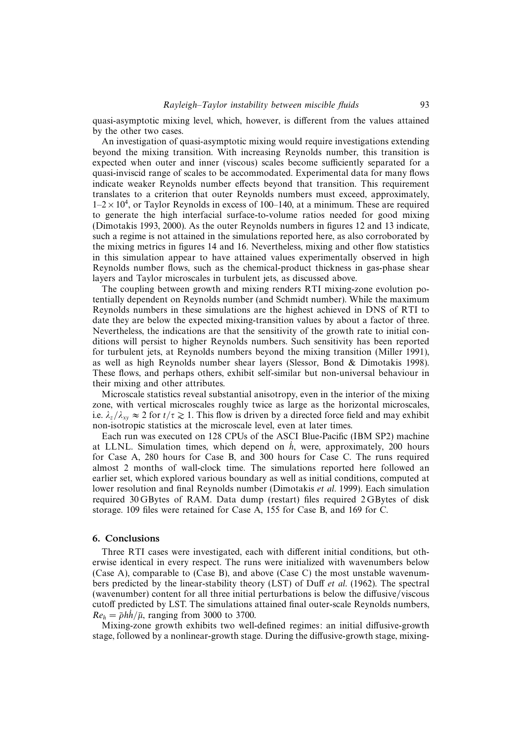quasi-asymptotic mixing level, which, however, is different from the values attained by the other two cases.

An investigation of quasi-asymptotic mixing would require investigations extending beyond the mixing transition. With increasing Reynolds number, this transition is expected when outer and inner (viscous) scales become sufficiently separated for a quasi-inviscid range of scales to be accommodated. Experimental data for many flows indicate weaker Reynolds number effects beyond that transition. This requirement translates to a criterion that outer Reynolds numbers must exceed, approximately, $1$–$2 \times 10^4$, or Taylor Reynolds in excess of 100–140, at a minimum. These are required to generate the high interfacial surface-to-volume ratios needed for good mixing (Dimotakis 1993, 2000). As the outer Reynolds numbers in figures 12 and 13 indicate, such a regime is not attained in the simulations reported here, as also corroborated by the mixing metrics in figures 14 and 16. Nevertheless, mixing and other flow statistics in this simulation appear to have attained values experimentally observed in high Reynolds number flows, such as the chemical-product thickness in gas-phase shear layers and Taylor microscales in turbulent jets, as discussed above.

The coupling between growth and mixing renders RTI mixing-zone evolution potentially dependent on Reynolds number (and Schmidt number). While the maximum Reynolds numbers in these simulations are the highest achieved in DNS of RTI to date they are below the expected mixing-transition values by about a factor of three. Nevertheless, the indications are that the sensitivity of the growth rate to initial conditions will persist to higher Reynolds numbers. Such sensitivity has been reported for turbulent jets, at Reynolds numbers beyond the mixing transition (Miller 1991), as well as high Reynolds number shear layers (Slessor, Bond & Dimotakis 1998). These flows, and perhaps others, exhibit self-similar but non-universal behaviour in their mixing and other attributes.

Microscale statistics reveal substantial anisotropy, even in the interior of the mixing zone, with vertical microscales roughly twice as large as the horizontal microscales, i.e. $\lambda_z/\lambda_{xy} \approx 2$ for $t/\tau \gtrsim 1$. This flow is driven by a directed force field and may exhibit non-isotropic statistics at the microscale level, even at later times.

Each run was executed on 128 CPUs of the ASCI Blue-Pacific (IBM SP2) machine at LLNL. Simulation times, which depend on $\dot{h}$, were, approximately, 200 hours for Case A, 280 hours for Case B, and 300 hours for Case C. The runs required almost 2 months of wall-clock time. The simulations reported here followed an earlier set, which explored various boundary as well as initial conditions, computed at lower resolution and final Reynolds number (Dimotakis *et al.* 1999). Each simulation required 30 GBytes of RAM. Data dump (restart) files required 2 GBytes of disk storage. 109 files were retained for Case A, 155 for Case B, and 169 for C.

## 6. Conclusions

Three RTI cases were investigated, each with different initial conditions, but otherwise identical in every respect. The runs were initialized with wavenumbers below (Case A), comparable to (Case B), and above (Case C) the most unstable wavenumbers predicted by the linear-stability theory (LST) of Duff *et al.* (1962). The spectral (wavenumber) content for all three initial perturbations is below the diffusive/viscous cutoff predicted by LST. The simulations attained final outer-scale Reynolds numbers, $Re_h = \bar{\rho} h \dot{h} / \bar{\mu}$, ranging from 3000 to 3700.

Mixing-zone growth exhibits two well-defined regimes: an initial diffusive-growth stage, followed by a nonlinear-growth stage. During the diffusive-growth stage, mixing-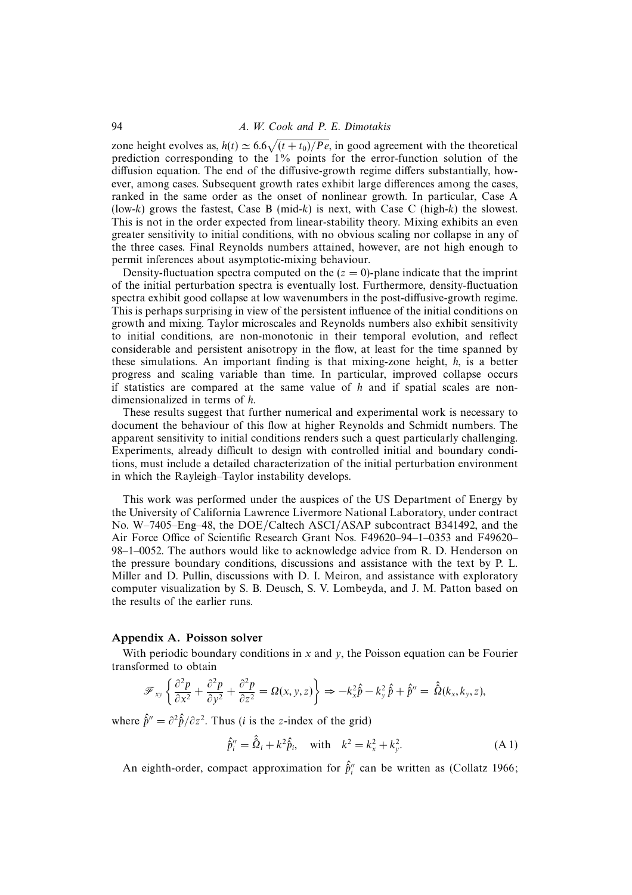zone height evolves as, $h(t) \simeq 6.6\sqrt{(t+t_0)/Pe}$, in good agreement with the theoretical prediction corresponding to the 1% points for the error-function solution of the diffusion equation. The end of the diffusive-growth regime differs substantially, however, among cases. Subsequent growth rates exhibit large differences among the cases, ranked in the same order as the onset of nonlinear growth. In particular, Case A (low-$k$) grows the fastest, Case B (mid-$k$) is next, with Case C (high-$k$) the slowest. This is not in the order expected from linear-stability theory. Mixing exhibits an even greater sensitivity to initial conditions, with no obvious scaling nor collapse in any of the three cases. Final Reynolds numbers attained, however, are not high enough to permit inferences about asymptotic-mixing behaviour.

Density-fluctuation spectra computed on the ($z = 0$)-plane indicate that the imprint of the initial perturbation spectra is eventually lost. Furthermore, density-fluctuation spectra exhibit good collapse at low wavenumbers in the post-diffusive-growth regime. This is perhaps surprising in view of the persistent influence of the initial conditions on growth and mixing. Taylor microscales and Reynolds numbers also exhibit sensitivity to initial conditions, are non-monotonic in their temporal evolution, and reflect considerable and persistent anisotropy in the flow, at least for the time spanned by these simulations. An important finding is that mixing-zone height, $h$, is a better progress and scaling variable than time. In particular, improved collapse occurs if statistics are compared at the same value of $h$ and if spatial scales are non-dimensionalized in terms of $h$.

These results suggest that further numerical and experimental work is necessary to document the behaviour of this flow at higher Reynolds and Schmidt numbers. The apparent sensitivity to initial conditions renders such a quest particularly challenging. Experiments, already difficult to design with controlled initial and boundary conditions, must include a detailed characterization of the initial perturbation environment in which the Rayleigh–Taylor instability develops.

This work was performed under the auspices of the US Department of Energy by the University of California Lawrence Livermore National Laboratory, under contract No. W–7405–Eng–48, the DOE/Caltech ASCI/ASAP subcontract B341492, and the Air Force Office of Scientific Research Grant Nos. F49620–94–1–0353 and F49620–98–1–0052. The authors would like to acknowledge advice from R. D. Henderson on the pressure boundary conditions, discussions and assistance with the text by P. L. Miller and D. Pullin, discussions with D. I. Meiron, and assistance with exploratory computer visualization by S. B. Deusch, S. V. Lombeyda, and J. M. Patton based on the results of the earlier runs.

## Appendix A. Poisson solver

With periodic boundary conditions in $x$ and $y$, the Poisson equation can be Fourier transformed to obtain

$$\mathscr{F}_{xy}\left\{\frac{\partial^2 p}{\partial x^2}+\frac{\partial^2 p}{\partial y^2}+\frac{\partial^2 p}{\partial z^2}=\Omega(x,y,z)\right\} \Rightarrow -k_x^2\hat{p}-k_y^2\hat{p}+\hat{p}''=\hat{\Omega}(k_x,k_y,z),$$

where $\hat{p}'' = \partial^2\hat{p}/\partial z^2$. Thus ($i$ is the $z$-index of the grid)

$$\hat{p}_i'' = \hat{\Omega}_i + k^2\hat{p}_i, \quad \text{with} \quad k^2 = k_x^2 + k_y^2. \tag{A 1}$$

An eighth-order, compact approximation for $\hat{p}_i''$ can be written as (Collatz 1966;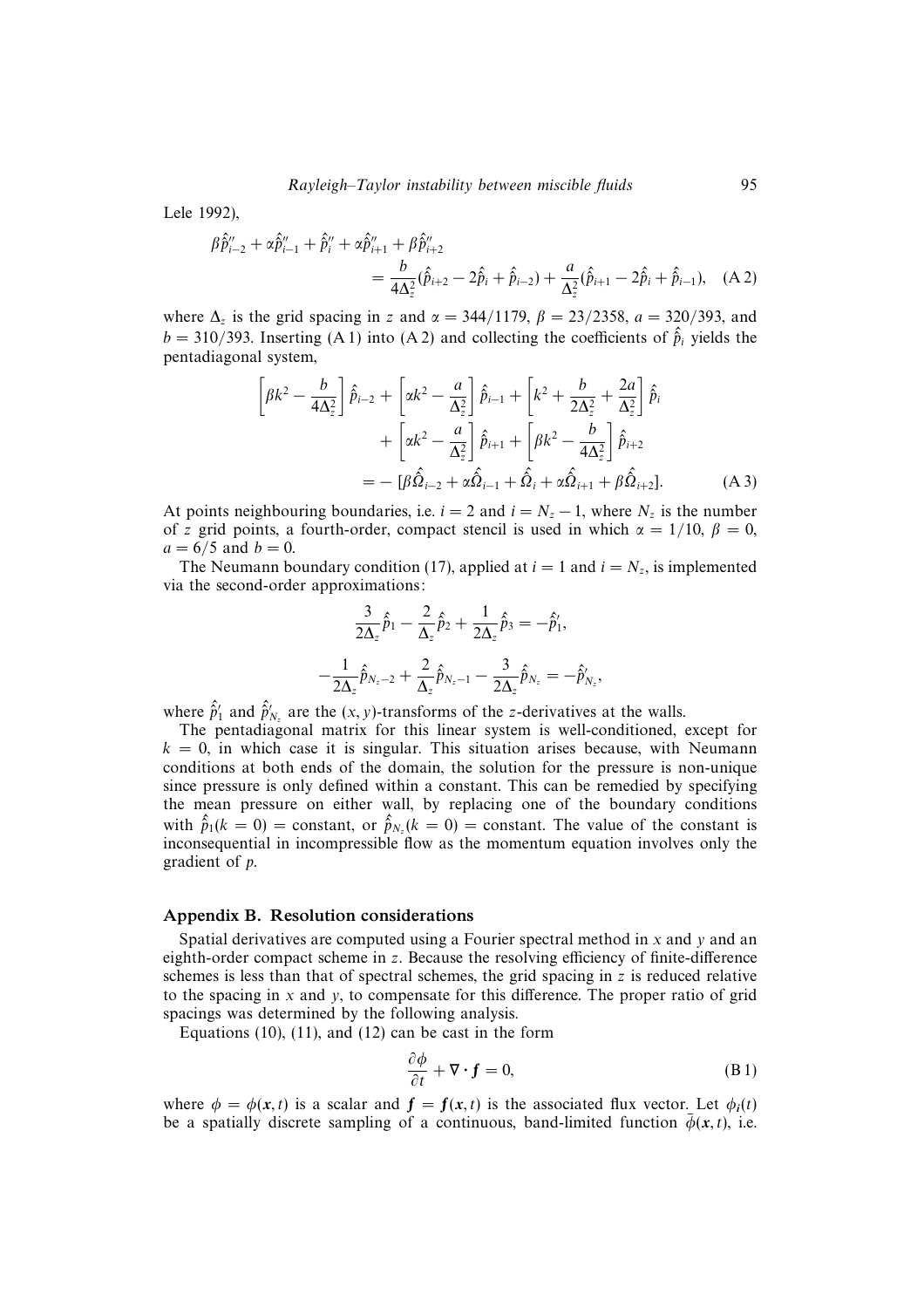Lele 1992),

$$\beta\hat{p}''_{i-2} + \alpha\hat{p}''_{i-1} + \hat{p}''_i + \alpha\hat{p}''_{i+1} + \beta\hat{p}''_{i+2} = \frac{b}{4\Delta_z^2}(\hat{p}_{i+2} - 2\hat{p}_i + \hat{p}_{i-2}) + \frac{a}{\Delta_z^2}(\hat{p}_{i+1} - 2\hat{p}_i + \hat{p}_{i-1}), \quad \text{(A 2)}$$

where $\Delta_z$ is the grid spacing in $z$ and $\alpha = 344/1179$, $\beta = 23/2358$, $a = 320/393$, and $b = 310/393$. Inserting (A 1) into (A 2) and collecting the coefficients of $\hat{p}_i$ yields the pentadiagonal system,

$$\left[\beta k^2 - \frac{b}{4\Delta_z^2}\right]\hat{p}_{i-2} + \left[\alpha k^2 - \frac{a}{\Delta_z^2}\right]\hat{p}_{i-1} + \left[k^2 + \frac{b}{2\Delta_z^2} + \frac{2a}{\Delta_z^2}\right]\hat{p}_i + \left[\alpha k^2 - \frac{a}{\Delta_z^2}\right]\hat{p}_{i+1} + \left[\beta k^2 - \frac{b}{4\Delta_z^2}\right]\hat{p}_{i+2} = -\left[\beta\hat{\Omega}_{i-2} + \alpha\hat{\Omega}_{i-1} + \hat{\Omega}_i + \alpha\hat{\Omega}_{i+1} + \beta\hat{\Omega}_{i+2}\right]. \quad \text{(A 3)}$$

At points neighbouring boundaries, i.e. $i = 2$ and $i = N_z - 1$, where $N_z$ is the number of $z$ grid points, a fourth-order, compact stencil is used in which $\alpha = 1/10$, $\beta = 0$, $a = 6/5$ and $b = 0$.

The Neumann boundary condition (17), applied at $i = 1$ and $i = N_z$, is implemented via the second-order approximations:

$$\frac{3}{2\Delta_z}\hat{p}_1 - \frac{2}{\Delta_z}\hat{p}_2 + \frac{1}{2\Delta_z}\hat{p}_3 = -\hat{p}'_1,$$

$$-\frac{1}{2\Delta_z}\hat{p}_{N_z-2} + \frac{2}{\Delta_z}\hat{p}_{N_z-1} - \frac{3}{2\Delta_z}\hat{p}_{N_z} = -\hat{p}'_{N_z},$$

where $\hat{p}'_1$ and $\hat{p}'_{N_z}$ are the $(x, y)$-transforms of the $z$-derivatives at the walls.

The pentadiagonal matrix for this linear system is well-conditioned, except for $k = 0$, in which case it is singular. This situation arises because, with Neumann conditions at both ends of the domain, the solution for the pressure is non-unique since pressure is only defined within a constant. This can be remedied by specifying the mean pressure on either wall, by replacing one of the boundary conditions with $\hat{p}_1(k = 0) = \text{constant}$, or $\hat{p}_{N_z}(k = 0) = \text{constant}$. The value of the constant is inconsequential in incompressible flow as the momentum equation involves only the gradient of $p$.

## Appendix B. Resolution considerations

Spatial derivatives are computed using a Fourier spectral method in $x$ and $y$ and an eighth-order compact scheme in $z$. Because the resolving efficiency of finite-difference schemes is less than that of spectral schemes, the grid spacing in $z$ is reduced relative to the spacing in $x$ and $y$, to compensate for this difference. The proper ratio of grid spacings was determined by the following analysis.

Equations (10), (11), and (12) can be cast in the form

$$\frac{\partial\phi}{\partial t} + \nabla \cdot \boldsymbol{f} = 0, \quad \text{(B 1)}$$

where $\phi = \phi(\boldsymbol{x}, t)$ is a scalar and $\boldsymbol{f} = \boldsymbol{f}(\boldsymbol{x}, t)$ is the associated flux vector. Let $\phi_{\boldsymbol{i}}(t)$ be a spatially discrete sampling of a continuous, band-limited function $\bar{\phi}(\boldsymbol{x}, t)$, i.e.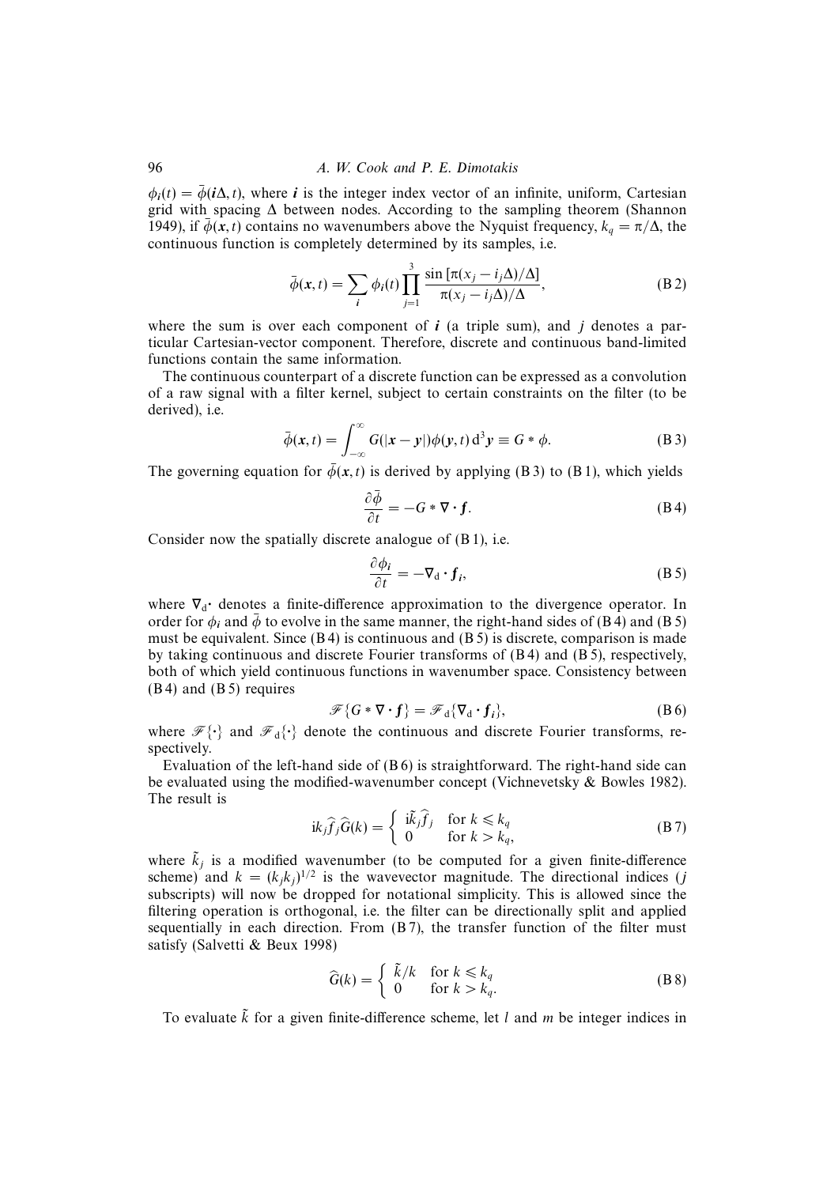$\phi_{\boldsymbol{i}}(t) = \bar{\phi}(\boldsymbol{i}\Delta, t)$, where $\boldsymbol{i}$ is the integer index vector of an infinite, uniform, Cartesian grid with spacing $\Delta$ between nodes. According to the sampling theorem (Shannon 1949), if $\bar{\phi}(\boldsymbol{x}, t)$ contains no wavenumbers above the Nyquist frequency, $k_q = \pi/\Delta$, the continuous function is completely determined by its samples, i.e.

$$\bar{\phi}(\boldsymbol{x}, t) = \sum_{\boldsymbol{i}} \phi_{\boldsymbol{i}}(t) \prod_{j=1}^{3} \frac{\sin\left[\pi(x_j - i_j\Delta)/\Delta\right]}{\pi(x_j - i_j\Delta)/\Delta}, \tag{B 2}$$

where the sum is over each component of $\boldsymbol{i}$ (a triple sum), and $j$ denotes a particular Cartesian-vector component. Therefore, discrete and continuous band-limited functions contain the same information.

The continuous counterpart of a discrete function can be expressed as a convolution of a raw signal with a filter kernel, subject to certain constraints on the filter (to be derived), i.e.

$$\bar{\phi}(\boldsymbol{x}, t) = \int_{-\infty}^{\infty} G(|\boldsymbol{x} - \boldsymbol{y}|)\phi(\boldsymbol{y}, t)\,\mathrm{d}^3\boldsymbol{y} \equiv G * \phi. \tag{B 3}$$

The governing equation for $\bar{\phi}(\boldsymbol{x}, t)$ is derived by applying (B 3) to (B 1), which yields

$$\frac{\partial \bar{\phi}}{\partial t} = -G * \nabla \cdot \boldsymbol{f}. \tag{B 4}$$

Consider now the spatially discrete analogue of (B 1), i.e.

$$\frac{\partial \phi_{\boldsymbol{i}}}{\partial t} = -\nabla_{\mathrm{d}} \cdot \boldsymbol{f}_{\boldsymbol{i}}, \tag{B 5}$$

where $\nabla_{\mathrm{d}}\cdot$ denotes a finite-difference approximation to the divergence operator. In order for $\phi_{\boldsymbol{i}}$ and $\bar{\phi}$ to evolve in the same manner, the right-hand sides of (B 4) and (B 5) must be equivalent. Since (B 4) is continuous and (B 5) is discrete, comparison is made by taking continuous and discrete Fourier transforms of (B 4) and (B 5), respectively, both of which yield continuous functions in wavenumber space. Consistency between (B 4) and (B 5) requires

$$\mathscr{F}\{G * \nabla \cdot \boldsymbol{f}\} = \mathscr{F}_{\mathrm{d}}\{\nabla_{\mathrm{d}} \cdot \boldsymbol{f}_{\boldsymbol{i}}\}, \tag{B 6}$$

where $\mathscr{F}\{\cdot\}$ and $\mathscr{F}_{\mathrm{d}}\{\cdot\}$ denote the continuous and discrete Fourier transforms, respectively.

Evaluation of the left-hand side of (B 6) is straightforward. The right-hand side can be evaluated using the modified-wavenumber concept (Vichnevetsky & Bowles 1982). The result is

$$\mathrm{i}k_j \widehat{f}_j \widehat{G}(k) = \begin{cases} \mathrm{i}\tilde{k}_j \widehat{f}_j & \text{for } k \leqslant k_q \\ 0 & \text{for } k > k_q, \end{cases} \tag{B 7}$$

where $\tilde{k}_j$ is a modified wavenumber (to be computed for a given finite-difference scheme) and $k = (k_j k_j)^{1/2}$ is the wavevector magnitude. The directional indices ($j$ subscripts) will now be dropped for notational simplicity. This is allowed since the filtering operation is orthogonal, i.e. the filter can be directionally split and applied sequentially in each direction. From (B 7), the transfer function of the filter must satisfy (Salvetti & Beux 1998)

$$\widehat{G}(k) = \begin{cases} \tilde{k}/k & \text{for } k \leqslant k_q \\ 0 & \text{for } k > k_q. \end{cases} \tag{B 8}$$

To evaluate $\tilde{k}$ for a given finite-difference scheme, let $l$ and $m$ be integer indices in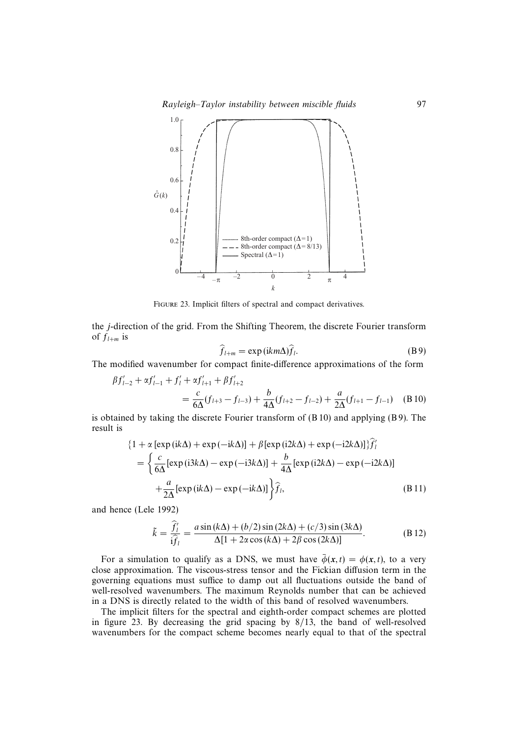FIGURE 23. Implicit filters of spectral and compact derivatives.

the $j$-direction of the grid. From the Shifting Theorem, the discrete Fourier transform of $f_{l+m}$ is

$$\widehat{f}_{l+m} = \exp(\mathrm{i}km\Delta)\widehat{f}_l. \tag{B 9}$$

The modified wavenumber for compact finite-difference approximations of the form

$$\beta f'_{l-2} + \alpha f'_{l-1} + f'_l + \alpha f'_{l+1} + \beta f'_{l+2} = \frac{c}{6\Delta}(f_{l+3} - f_{l-3}) + \frac{b}{4\Delta}(f_{l+2} - f_{l-2}) + \frac{a}{2\Delta}(f_{l+1} - f_{l-1}) \tag{B 10}$$

is obtained by taking the discrete Fourier transform of (B 10) and applying (B 9). The result is

$$\begin{aligned}\{1 + \alpha\,[\exp(\mathrm{i}k\Delta) + \exp(-\mathrm{i}k\Delta)] + \beta[\exp(\mathrm{i}2k\Delta) + \exp(-\mathrm{i}2k\Delta)]\}\widehat{f}'_l \\ = \left\{\frac{c}{6\Delta}[\exp(\mathrm{i}3k\Delta) - \exp(-\mathrm{i}3k\Delta)] + \frac{b}{4\Delta}[\exp(\mathrm{i}2k\Delta) - \exp(-\mathrm{i}2k\Delta)] \right. \\ \left. + \frac{a}{2\Delta}[\exp(\mathrm{i}k\Delta) - \exp(-\mathrm{i}k\Delta)]\right\}\widehat{f}_l,\end{aligned} \tag{B 11}$$

and hence (Lele 1992)

$$\tilde{k} = \frac{\widehat{f}'_l}{\mathrm{i}\widehat{f}_l} = \frac{a\sin(k\Delta) + (b/2)\sin(2k\Delta) + (c/3)\sin(3k\Delta)}{\Delta[1 + 2\alpha\cos(k\Delta) + 2\beta\cos(2k\Delta)]}. \tag{B 12}$$

For a simulation to qualify as a DNS, we must have $\bar{\phi}(\boldsymbol{x},t) = \phi(\boldsymbol{x},t)$, to a very close approximation. The viscous-stress tensor and the Fickian diffusion term in the governing equations must suffice to damp out all fluctuations outside the band of well-resolved wavenumbers. The maximum Reynolds number that can be achieved in a DNS is directly related to the width of this band of resolved wavenumbers.

The implicit filters for the spectral and eighth-order compact schemes are plotted in figure 23. By decreasing the grid spacing by $8/13$, the band of well-resolved wavenumbers for the compact scheme becomes nearly equal to that of the spectral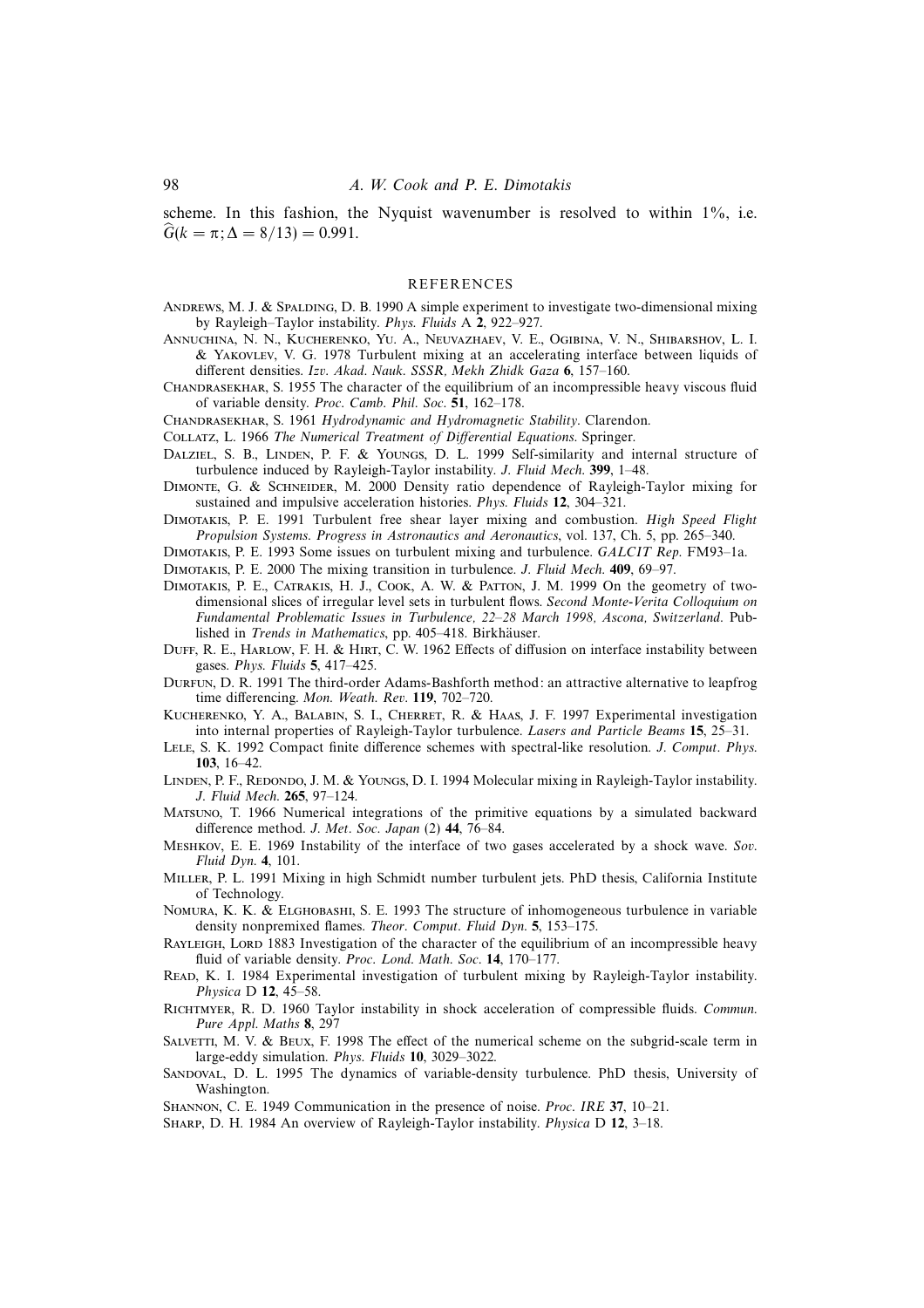scheme. In this fashion, the Nyquist wavenumber is resolved to within 1%, i.e. $\widehat{G}(k = \pi; \Delta = 8/13) = 0.991$.

## REFERENCES

Andrews, M. J. & Spalding, D. B. 1990 A simple experiment to investigate two-dimensional mixing by Rayleigh–Taylor instability. *Phys. Fluids* A **2**, 922–927.

Annuchina, N. N., Kucherenko, Yu. A., Neuvazhaev, V. E., Ogibina, V. N., Shibarshov, L. I. & Yakovlev, V. G. 1978 Turbulent mixing at an accelerating interface between liquids of different densities. *Izv. Akad. Nauk. SSSR, Mekh Zhidk Gaza* **6**, 157–160.

Chandrasekhar, S. 1955 The character of the equilibrium of an incompressible heavy viscous fluid of variable density. *Proc. Camb. Phil. Soc.* **51**, 162–178.

Chandrasekhar, S. 1961 *Hydrodynamic and Hydromagnetic Stability*. Clarendon.

Collatz, L. 1966 *The Numerical Treatment of Differential Equations*. Springer.

Dalziel, S. B., Linden, P. F. & Youngs, D. L. 1999 Self-similarity and internal structure of turbulence induced by Rayleigh-Taylor instability. *J. Fluid Mech.* **399**, 1–48.

Dimonte, G. & Schneider, M. 2000 Density ratio dependence of Rayleigh-Taylor mixing for sustained and impulsive acceleration histories. *Phys. Fluids* **12**, 304–321.

Dimotakis, P. E. 1991 Turbulent free shear layer mixing and combustion. *High Speed Flight Propulsion Systems. Progress in Astronautics and Aeronautics*, vol. 137, Ch. 5, pp. 265–340.

Dimotakis, P. E. 1993 Some issues on turbulent mixing and turbulence. *GALCIT Rep.* FM93–1a.

Dimotakis, P. E. 2000 The mixing transition in turbulence. *J. Fluid Mech.* **409**, 69–97.

Dimotakis, P. E., Catrakis, H. J., Cook, A. W. & Patton, J. M. 1999 On the geometry of two-dimensional slices of irregular level sets in turbulent flows. *Second Monte-Verita Colloquium on Fundamental Problematic Issues in Turbulence, 22–28 March 1998, Ascona, Switzerland*. Published in *Trends in Mathematics*, pp. 405–418. Birkhäuser.

Duff, R. E., Harlow, F. H. & Hirt, C. W. 1962 Effects of diffusion on interface instability between gases. *Phys. Fluids* **5**, 417–425.

Durfun, D. R. 1991 The third-order Adams-Bashforth method: an attractive alternative to leapfrog time differencing. *Mon. Weath. Rev.* **119**, 702–720.

Kucherenko, Y. A., Balabin, S. I., Cherret, R. & Haas, J. F. 1997 Experimental investigation into internal properties of Rayleigh-Taylor turbulence. *Lasers and Particle Beams* **15**, 25–31.

Lele, S. K. 1992 Compact finite difference schemes with spectral-like resolution. *J. Comput. Phys.* **103**, 16–42.

Linden, P. F., Redondo, J. M. & Youngs, D. I. 1994 Molecular mixing in Rayleigh-Taylor instability. *J. Fluid Mech.* **265**, 97–124.

Matsuno, T. 1966 Numerical integrations of the primitive equations by a simulated backward difference method. *J. Met. Soc. Japan* (2) **44**, 76–84.

Meshkov, E. E. 1969 Instability of the interface of two gases accelerated by a shock wave. *Sov. Fluid Dyn.* **4**, 101.

Miller, P. L. 1991 Mixing in high Schmidt number turbulent jets. PhD thesis, California Institute of Technology.

Nomura, K. K. & Elghobashi, S. E. 1993 The structure of inhomogeneous turbulence in variable density nonpremixed flames. *Theor. Comput. Fluid Dyn.* **5**, 153–175.

Rayleigh, Lord 1883 Investigation of the character of the equilibrium of an incompressible heavy fluid of variable density. *Proc. Lond. Math. Soc.* **14**, 170–177.

Read, K. I. 1984 Experimental investigation of turbulent mixing by Rayleigh-Taylor instability. *Physica* D **12**, 45–58.

Richtmyer, R. D. 1960 Taylor instability in shock acceleration of compressible fluids. *Commun. Pure Appl. Maths* **8**, 297

Salvetti, M. V. & Beux, F. 1998 The effect of the numerical scheme on the subgrid-scale term in large-eddy simulation. *Phys. Fluids* **10**, 3029–3022.

Sandoval, D. L. 1995 The dynamics of variable-density turbulence. PhD thesis, University of Washington.

Shannon, C. E. 1949 Communication in the presence of noise. *Proc. IRE* **37**, 10–21.

Sharp, D. H. 1984 An overview of Rayleigh-Taylor instability. *Physica* D **12**, 3–18.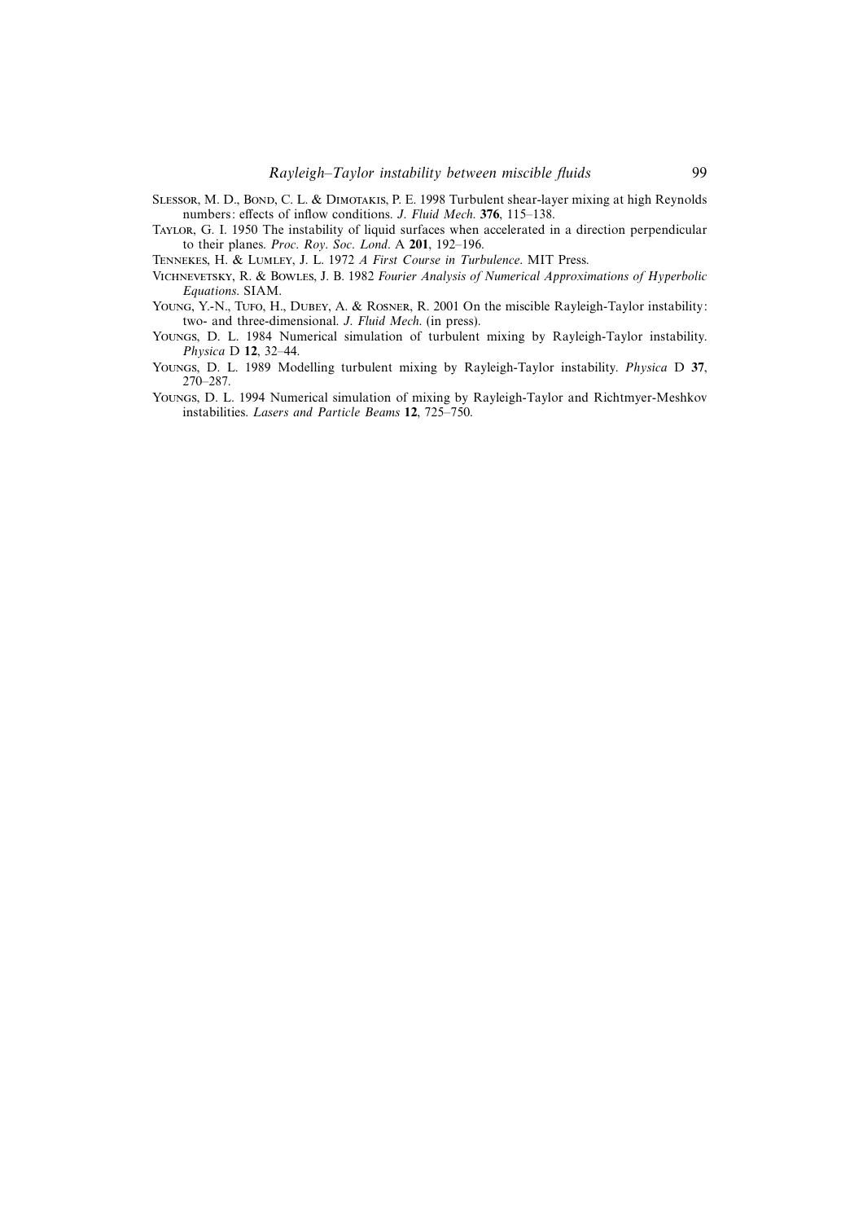Slessor, M. D., Bond, C. L. & Dimotakis, P. E. 1998 Turbulent shear-layer mixing at high Reynolds numbers: effects of inflow conditions. *J. Fluid Mech.* **376**, 115–138.

Taylor, G. I. 1950 The instability of liquid surfaces when accelerated in a direction perpendicular to their planes. *Proc. Roy. Soc. Lond.* A **201**, 192–196.

Tennekes, H. & Lumley, J. L. 1972 *A First Course in Turbulence*. MIT Press.

Vichnevetsky, R. & Bowles, J. B. 1982 *Fourier Analysis of Numerical Approximations of Hyperbolic Equations*. SIAM.

Young, Y.-N., Tufo, H., Dubey, A. & Rosner, R. 2001 On the miscible Rayleigh-Taylor instability: two- and three-dimensional. *J. Fluid Mech.* (in press).

Youngs, D. L. 1984 Numerical simulation of turbulent mixing by Rayleigh-Taylor instability. *Physica* D **12**, 32–44.

Youngs, D. L. 1989 Modelling turbulent mixing by Rayleigh-Taylor instability. *Physica* D **37**, 270–287.

Youngs, D. L. 1994 Numerical simulation of mixing by Rayleigh-Taylor and Richtmyer-Meshkov instabilities. *Lasers and Particle Beams* **12**, 725–750.